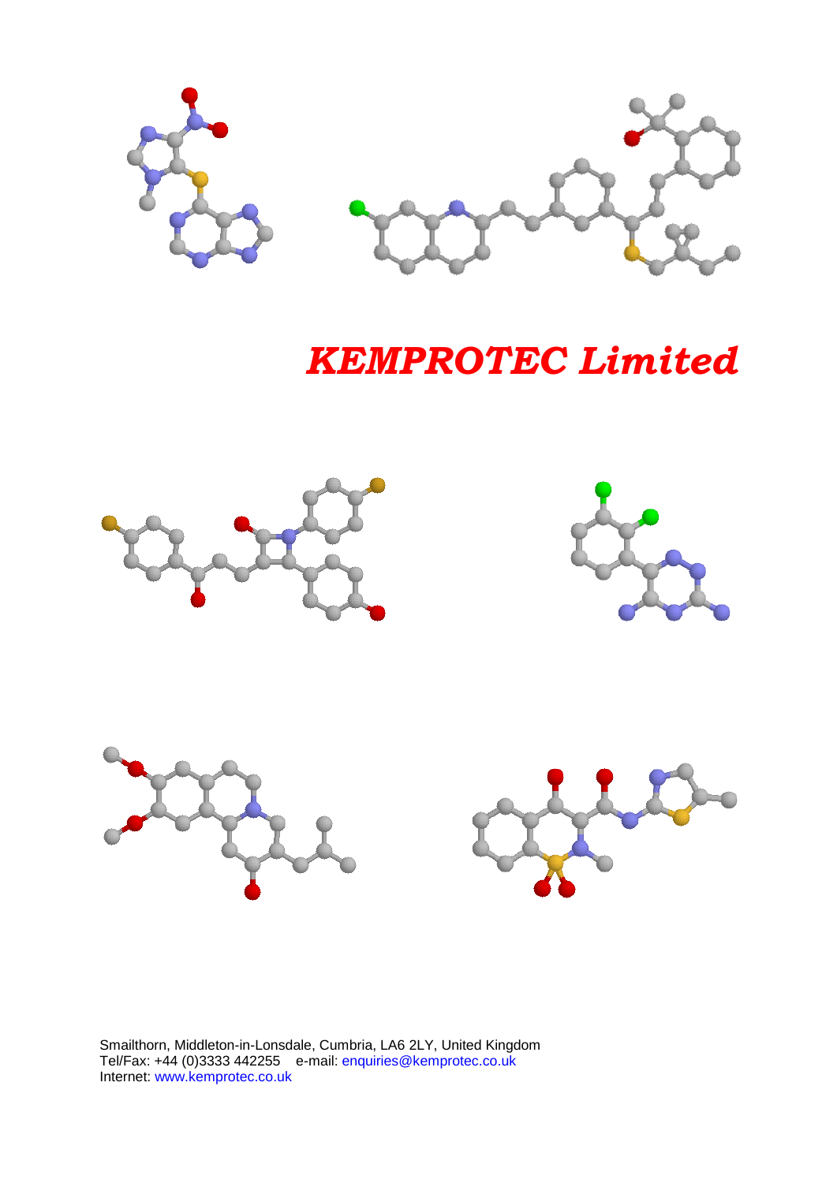# *KEMPROTEC Limited*

Smailthorn, Middleton-in-Lonsdale, Cumbria, LA6 2LY, United Kingdom
Tel/Fax: +44 (0)3333 442255 e-mail: enquiries@kemprotec.co.uk
Internet: www.kemprotec.co.uk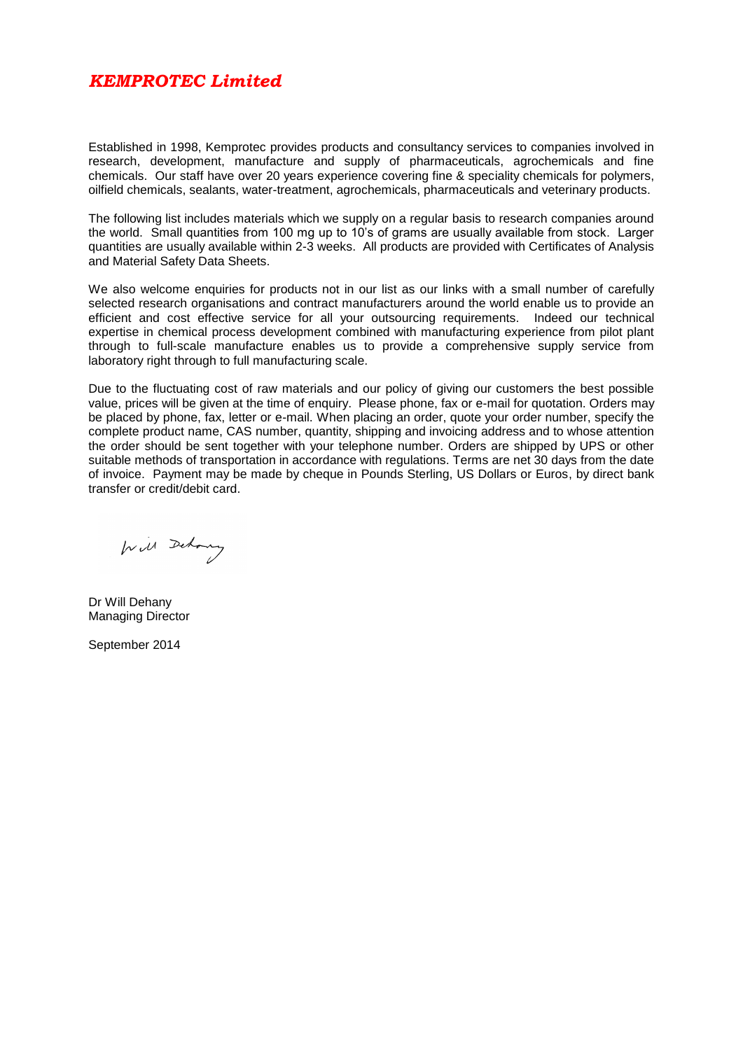## *KEMPROTEC Limited*

Established in 1998, Kemprotec provides products and consultancy services to companies involved in research, development, manufacture and supply of pharmaceuticals, agrochemicals and fine chemicals. Our staff have over 20 years experience covering fine & speciality chemicals for polymers, oilfield chemicals, sealants, water-treatment, agrochemicals, pharmaceuticals and veterinary products.

The following list includes materials which we supply on a regular basis to research companies around the world. Small quantities from 100 mg up to 10's of grams are usually available from stock. Larger quantities are usually available within 2-3 weeks. All products are provided with Certificates of Analysis and Material Safety Data Sheets.

We also welcome enquiries for products not in our list as our links with a small number of carefully selected research organisations and contract manufacturers around the world enable us to provide an efficient and cost effective service for all your outsourcing requirements. Indeed our technical expertise in chemical process development combined with manufacturing experience from pilot plant through to full-scale manufacture enables us to provide a comprehensive supply service from laboratory right through to full manufacturing scale.

Due to the fluctuating cost of raw materials and our policy of giving our customers the best possible value, prices will be given at the time of enquiry. Please phone, fax or e-mail for quotation. Orders may be placed by phone, fax, letter or e-mail. When placing an order, quote your order number, specify the complete product name, CAS number, quantity, shipping and invoicing address and to whose attention the order should be sent together with your telephone number. Orders are shipped by UPS or other suitable methods of transportation in accordance with regulations. Terms are net 30 days from the date of invoice. Payment may be made by cheque in Pounds Sterling, US Dollars or Euros, by direct bank transfer or credit/debit card.

Will Dehany

Dr Will Dehany
Managing Director

September 2014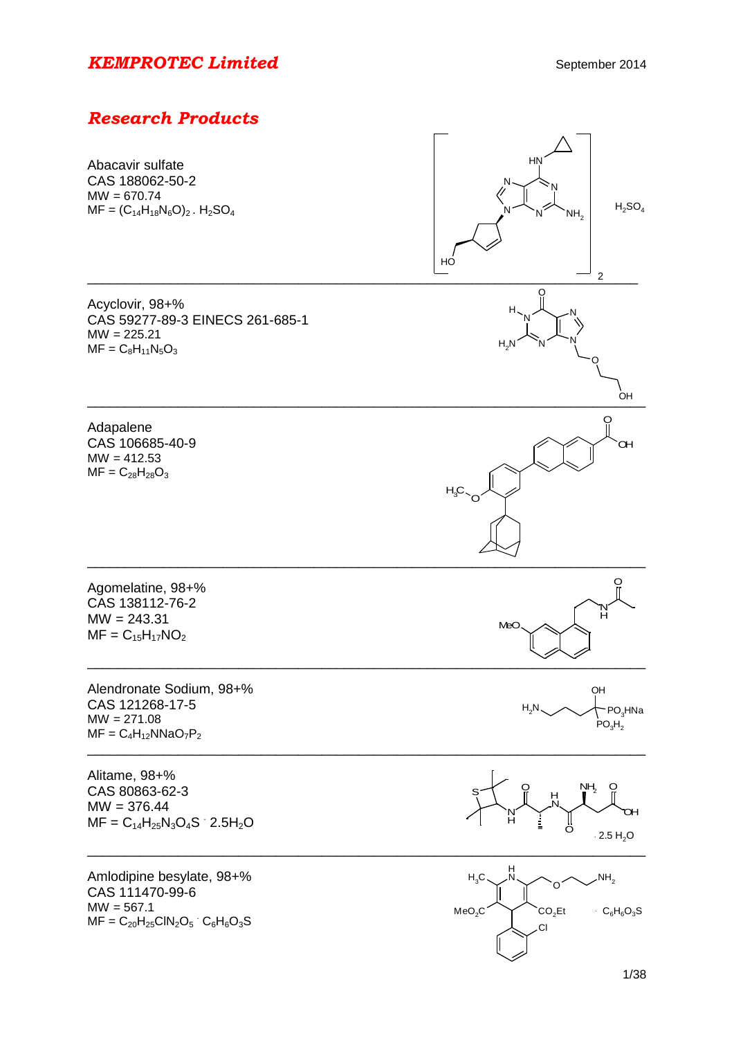# KEMPROTEC Limited

September 2014

## Research Products

Abacavir sulfate
CAS 188062-50-2
MW = 670.74
MF = $(C_{14}H_{18}N_6O)_2 . H_2SO_4$

---

Acyclovir, 98+%
CAS 59277-89-3 EINECS 261-685-1
MW = 225.21
MF = $C_8H_{11}N_5O_3$

---

Adapalene
CAS 106685-40-9
MW = 412.53
MF = $C_{28}H_{28}O_3$

---

Agomelatine, 98+%
CAS 138112-76-2
MW = 243.31
MF = $C_{15}H_{17}NO_2$

---

Alendronate Sodium, 98+%
CAS 121268-17-5
MW = 271.08
MF = $C_4H_{12}NNaO_7P_2$

---

Alitame, 98+%
CAS 80863-62-3
MW = 376.44
MF = $C_{14}H_{25}N_3O_4S \cdot 2.5H_2O$

---

Amlodipine besylate, 98+%
CAS 111470-99-6
MW = 567.1
MF = $C_{20}H_{25}ClN_2O_5 \cdot C_6H_6O_3S$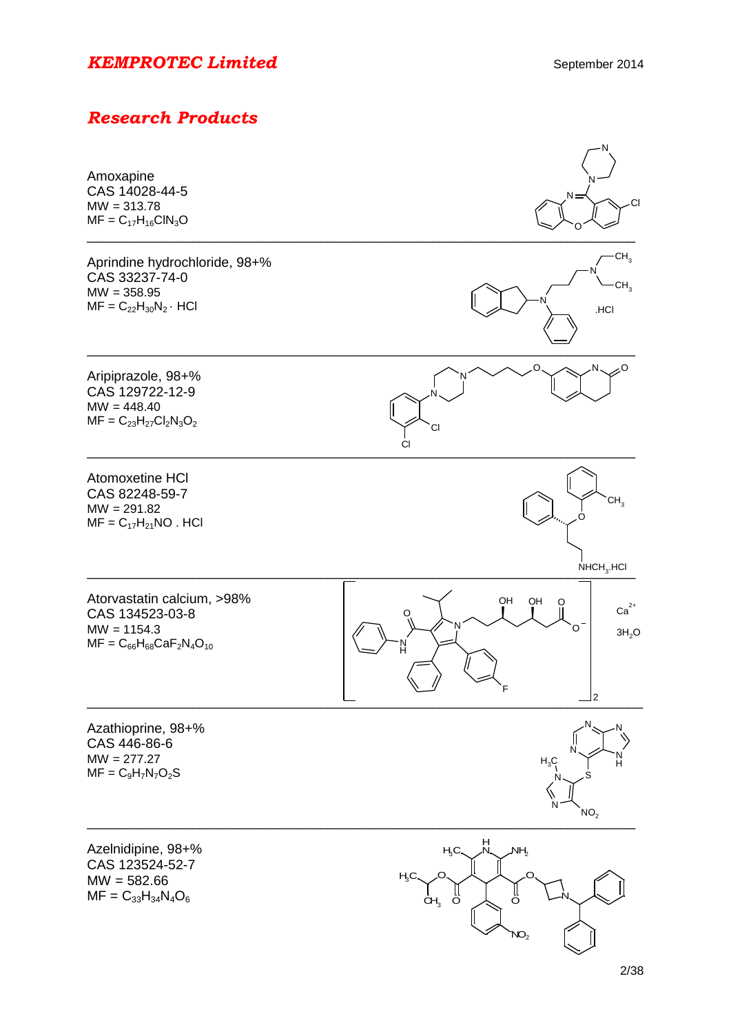# *KEMPROTEC Limited*

September 2014

## *Research Products*

Amoxapine
CAS 14028-44-5
MW = 313.78
MF = $C_{17}H_{16}ClN_3O$

---

Aprindine hydrochloride, 98+%
CAS 33237-74-0
MW = 358.95
MF = $C_{22}H_{30}N_2 \cdot HCl$

---

Aripiprazole, 98+%
CAS 129722-12-9
MW = 448.40
MF = $C_{23}H_{27}Cl_2N_3O_2$

---

Atomoxetine HCl
CAS 82248-59-7
MW = 291.82
MF = $C_{17}H_{21}NO$ . HCl

---

Atorvastatin calcium, >98%
CAS 134523-03-8
MW = 1154.3
MF = $C_{66}H_{68}CaF_2N_4O_{10}$

---

Azathioprine, 98+%
CAS 446-86-6
MW = 277.27
MF = $C_9H_7N_7O_2S$

---

Azelnidipine, 98+%
CAS 123524-52-7
MW = 582.66
MF = $C_{33}H_{34}N_4O_6$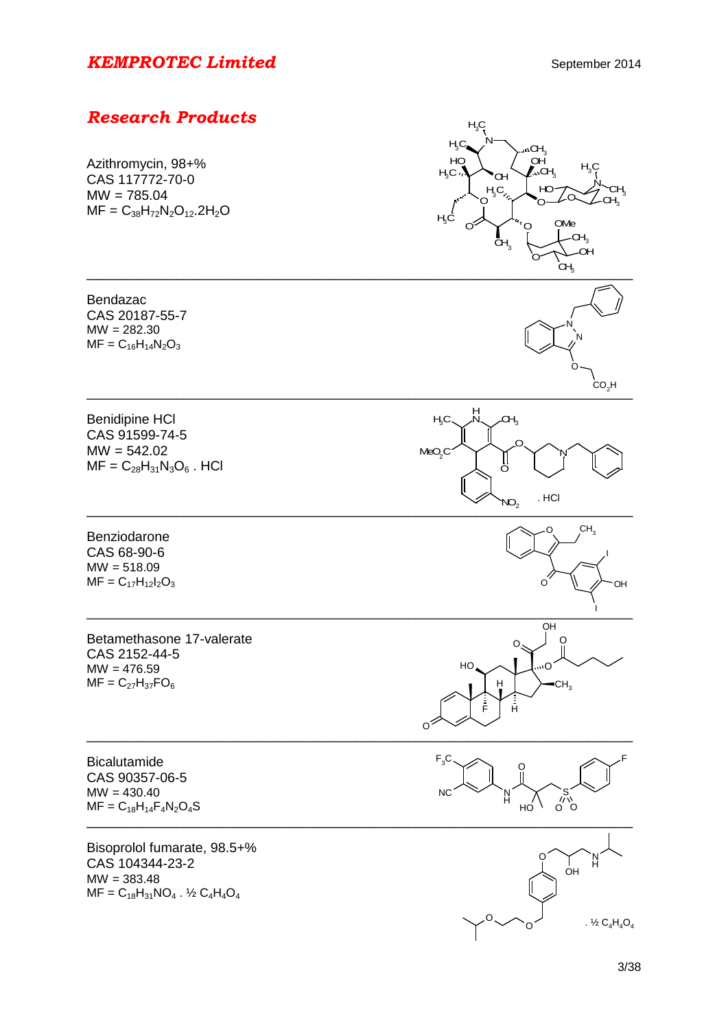## Research Products

Azithromycin, 98+%
CAS 117772-70-0
MW = 785.04
MF = $C_{38}H_{72}N_2O_{12}.2H_2O$

---

Bendazac
CAS 20187-55-7
MW = 282.30
MF = $C_{16}H_{14}N_2O_3$

---

Benidipine HCl
CAS 91599-74-5
MW = 542.02
MF = $C_{28}H_{31}N_3O_6$ . HCl

---

Benziodarone
CAS 68-90-6
MW = 518.09
MF = $C_{17}H_{12}I_2O_3$

---

Betamethasone 17-valerate
CAS 2152-44-5
MW = 476.59
MF = $C_{27}H_{37}FO_6$

---

Bicalutamide
CAS 90357-06-5
MW = 430.40
MF = $C_{18}H_{14}F_4N_2O_4S$

---

Bisoprolol fumarate, 98.5+%
CAS 104344-23-2
MW = 383.48
MF = $C_{18}H_{31}NO_4$ . ½ $C_4H_4O_4$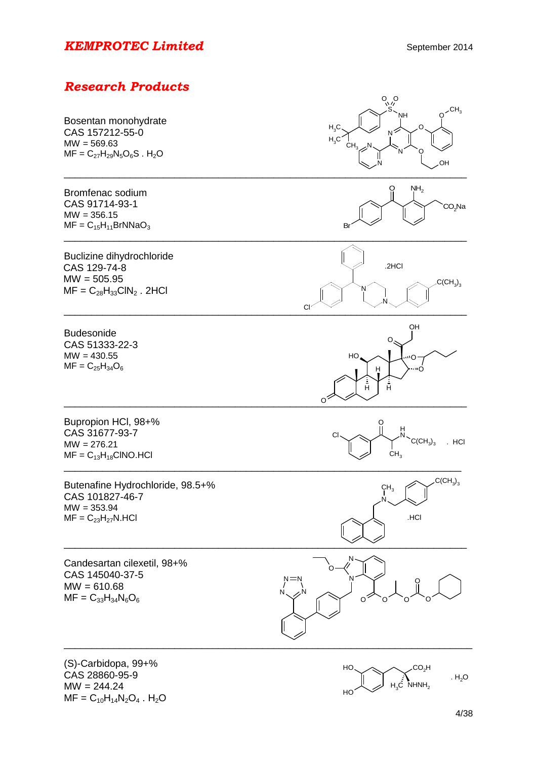# KEMPROTEC Limited

September 2014

## Research Products

Bosentan monohydrate
CAS 157212-55-0
MW = 569.63
MF = $C_{27}H_{29}N_5O_6S$ . $H_2O$

---

Bromfenac sodium
CAS 91714-93-1
MW = 356.15
MF = $C_{15}H_{11}BrNNaO_3$

---

Buclizine dihydrochloride
CAS 129-74-8
MW = 505.95
MF = $C_{28}H_{33}ClN_2$ . 2HCl

---

Budesonide
CAS 51333-22-3
MW = 430.55
MF = $C_{25}H_{34}O_6$

---

Bupropion HCl, 98+%
CAS 31677-93-7
MW = 276.21
MF = $C_{13}H_{18}ClNO$.HCl

---

Butenafine Hydrochloride, 98.5+%
CAS 101827-46-7
MW = 353.94
MF = $C_{23}H_{27}N$.HCl

---

Candesartan cilexetil, 98+%
CAS 145040-37-5
MW = 610.68
MF = $C_{33}H_{34}N_6O_6$

---

(S)-Carbidopa, 99+%
CAS 28860-95-9
MW = 244.24
MF = $C_{10}H_{14}N_2O_4$ . $H_2O$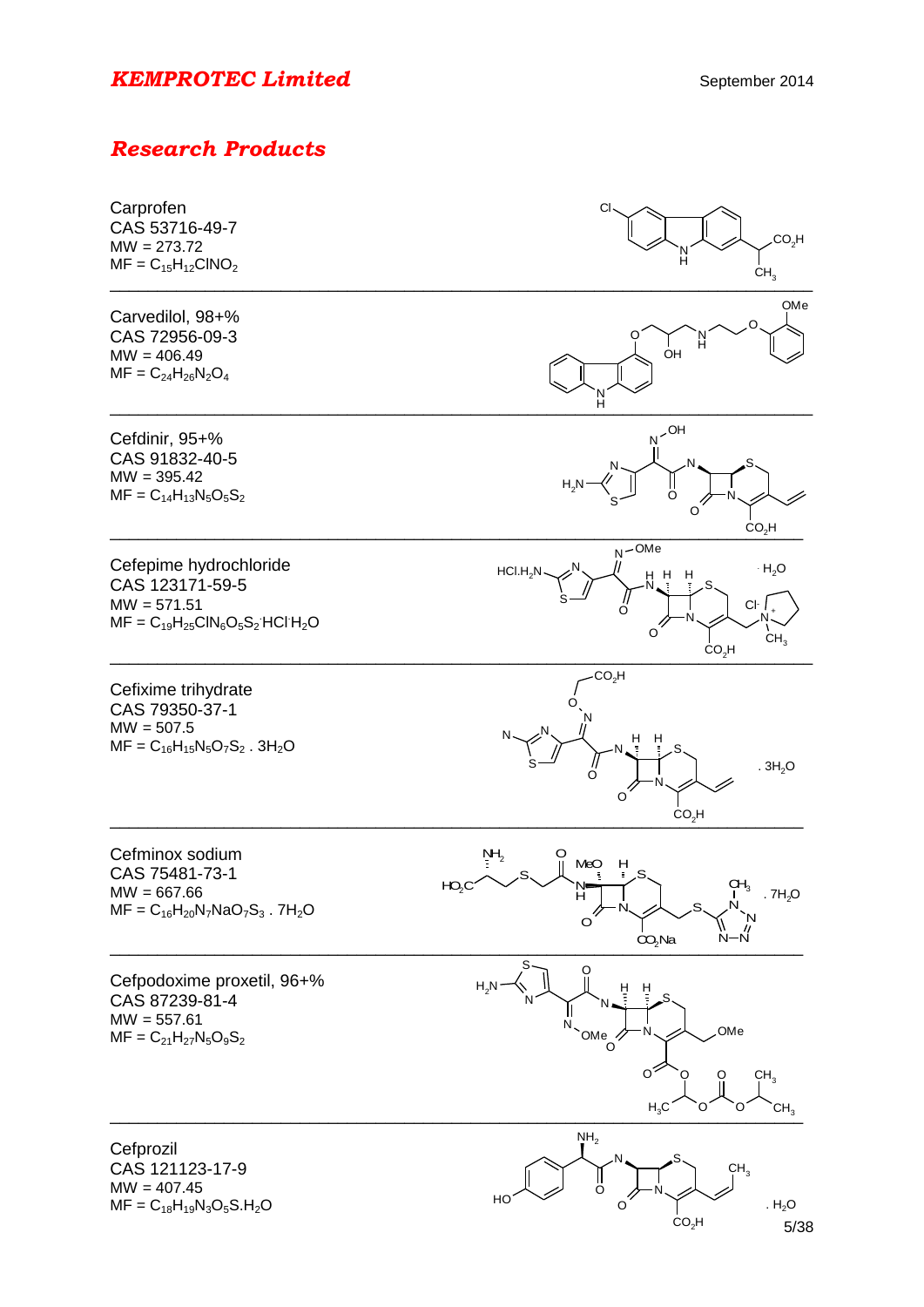# Research Products

Carprofen
CAS 53716-49-7
MW = 273.72
MF = $C_{15}H_{12}ClNO_2$

---

Carvedilol, 98+%
CAS 72956-09-3
MW = 406.49
MF = $C_{24}H_{26}N_2O_4$

---

Cefdinir, 95+%
CAS 91832-40-5
MW = 395.42
MF = $C_{14}H_{13}N_5O_5S_2$

---

Cefepime hydrochloride
CAS 123171-59-5
MW = 571.51
MF = $C_{19}H_{25}ClN_6O_5S_2 \cdot HCl \cdot H_2O$

---

Cefixime trihydrate
CAS 79350-37-1
MW = 507.5
MF = $C_{16}H_{15}N_5O_7S_2 \cdot 3H_2O$

---

Cefminox sodium
CAS 75481-73-1
MW = 667.66
MF = $C_{16}H_{20}N_7NaO_7S_3 \cdot 7H_2O$

---

Cefpodoxime proxetil, 96+%
CAS 87239-81-4
MW = 557.61
MF = $C_{21}H_{27}N_5O_9S_2$

---

Cefprozil
CAS 121123-17-9
MW = 407.45
MF = $C_{18}H_{19}N_3O_5S.H_2O$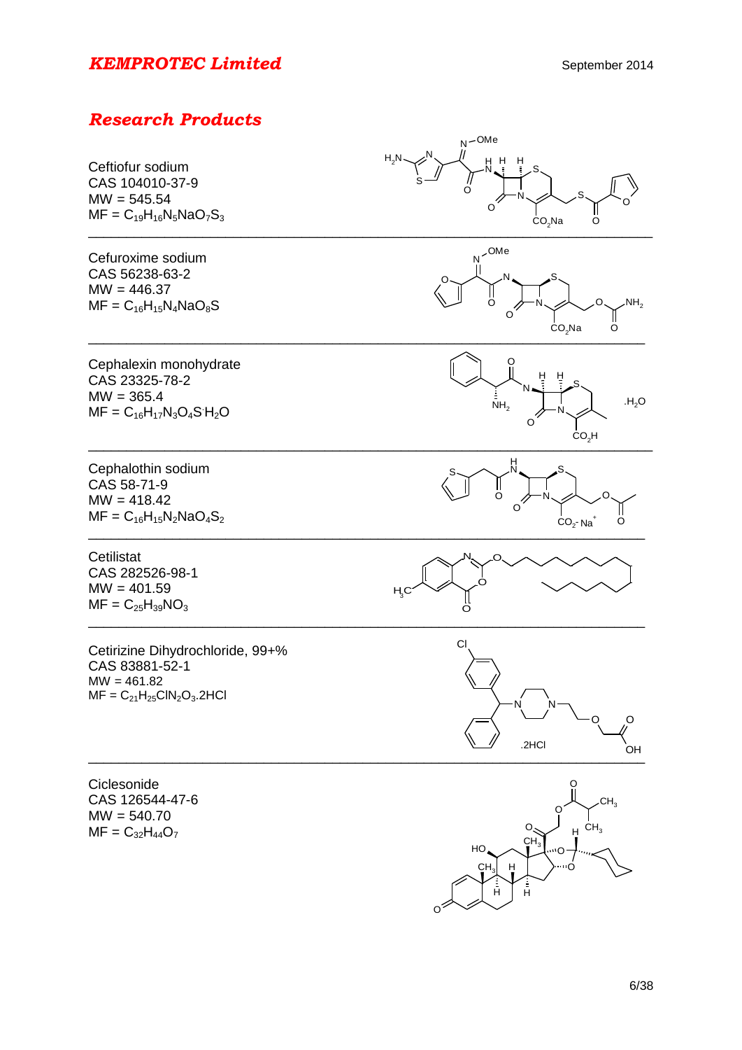## Research Products

Ceftiofur sodium
CAS 104010-37-9
MW = 545.54
MF = $C_{19}H_{16}N_5NaO_7S_3$

---

Cefuroxime sodium
CAS 56238-63-2
MW = 446.37
MF = $C_{16}H_{15}N_4NaO_8S$

---

Cephalexin monohydrate
CAS 23325-78-2
MW = 365.4
MF = $C_{16}H_{17}N_3O_4S \cdot H_2O$

---

Cephalothin sodium
CAS 58-71-9
MW = 418.42
MF = $C_{16}H_{15}N_2NaO_4S_2$

---

Cetilistat
CAS 282526-98-1
MW = 401.59
MF = $C_{25}H_{39}NO_3$

---

Cetirizine Dihydrochloride, 99+%
CAS 83881-52-1
MW = 461.82
MF = $C_{21}H_{25}ClN_2O_3.2HCl$

---

Ciclesonide
CAS 126544-47-6
MW = 540.70
MF = $C_{32}H_{44}O_7$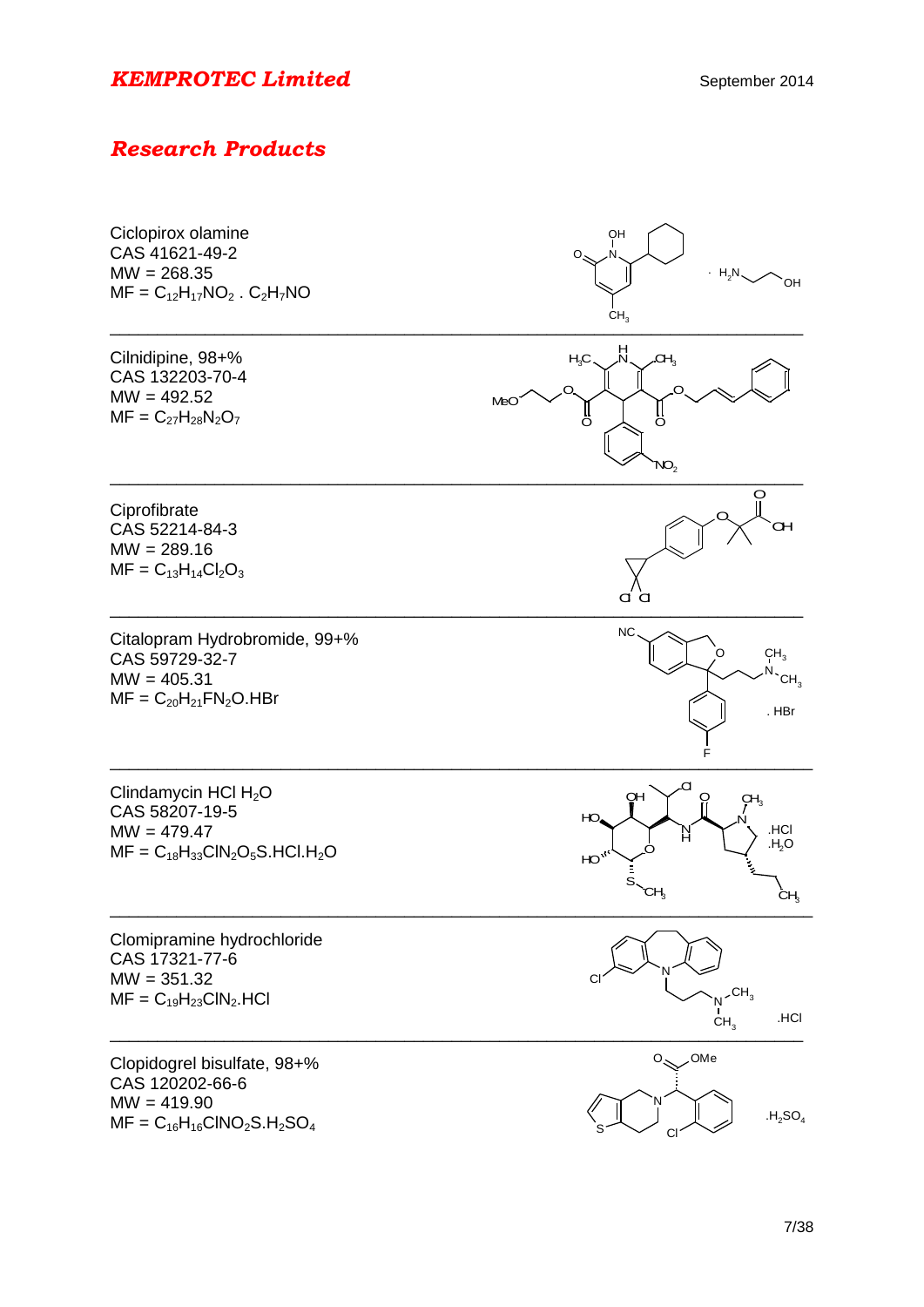# KEMPROTEC Limited

September 2014

## Research Products

Ciclopirox olamine
CAS 41621-49-2
MW = 268.35
MF = $C_{12}H_{17}NO_2 . C_2H_7NO$

---

Cilnidipine, 98+%
CAS 132203-70-4
MW = 492.52
MF = $C_{27}H_{28}N_2O_7$

---

Ciprofibrate
CAS 52214-84-3
MW = 289.16
MF = $C_{13}H_{14}Cl_2O_3$

---

Citalopram Hydrobromide, 99+%
CAS 59729-32-7
MW = 405.31
MF = $C_{20}H_{21}FN_2O.HBr$

---

Clindamycin HCl $H_2O$
CAS 58207-19-5
MW = 479.47
MF = $C_{18}H_{33}ClN_2O_5S.HCl.H_2O$

---

Clomipramine hydrochloride
CAS 17321-77-6
MW = 351.32
MF = $C_{19}H_{23}ClN_2.HCl$

---

Clopidogrel bisulfate, 98+%
CAS 120202-66-6
MW = 419.90
MF = $C_{16}H_{16}ClNO_2S.H_2SO_4$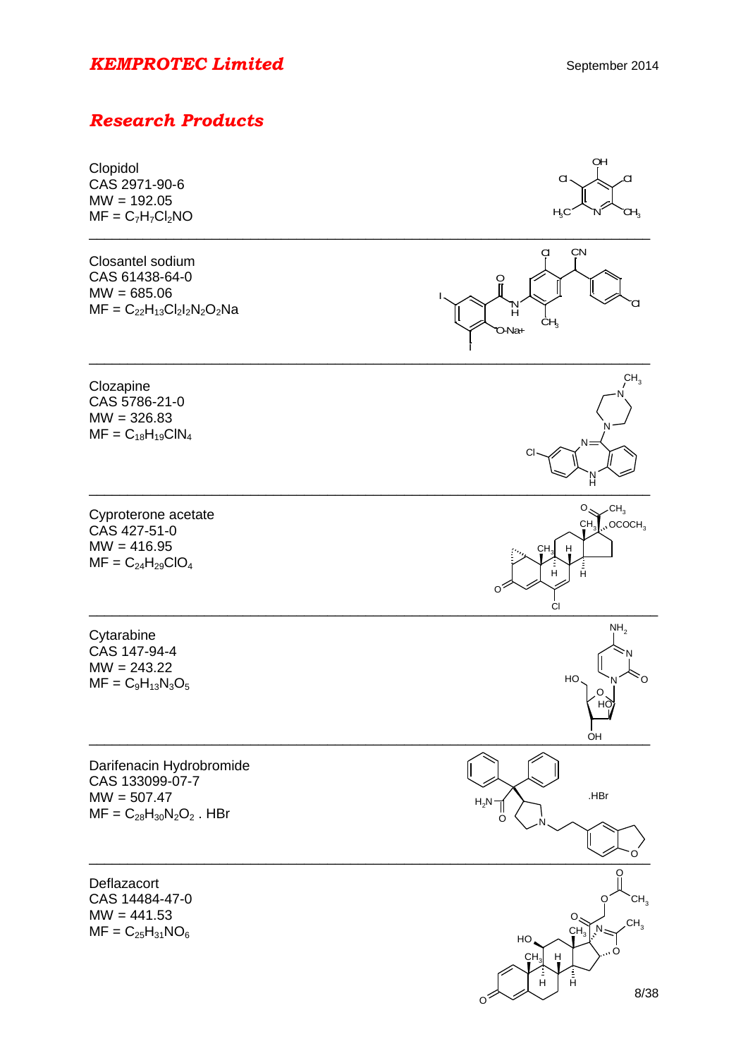# *KEMPROTEC Limited*

## *Research Products*

Clopidol
CAS 2971-90-6
MW = 192.05
MF = $C_7H_7Cl_2NO$

---

Closantel sodium
CAS 61438-64-0
MW = 685.06
MF = $C_{22}H_{13}Cl_2I_2N_2O_2Na$

---

Clozapine
CAS 5786-21-0
MW = 326.83
MF = $C_{18}H_{19}ClN_4$

---

Cyproterone acetate
CAS 427-51-0
MW = 416.95
MF = $C_{24}H_{29}ClO_4$

---

Cytarabine
CAS 147-94-4
MW = 243.22
MF = $C_9H_{13}N_3O_5$

---

Darifenacin Hydrobromide
CAS 133099-07-7
MW = 507.47
MF = $C_{28}H_{30}N_2O_2$ . HBr

---

Deflazacort
CAS 14484-47-0
MW = 441.53
MF = $C_{25}H_{31}NO_6$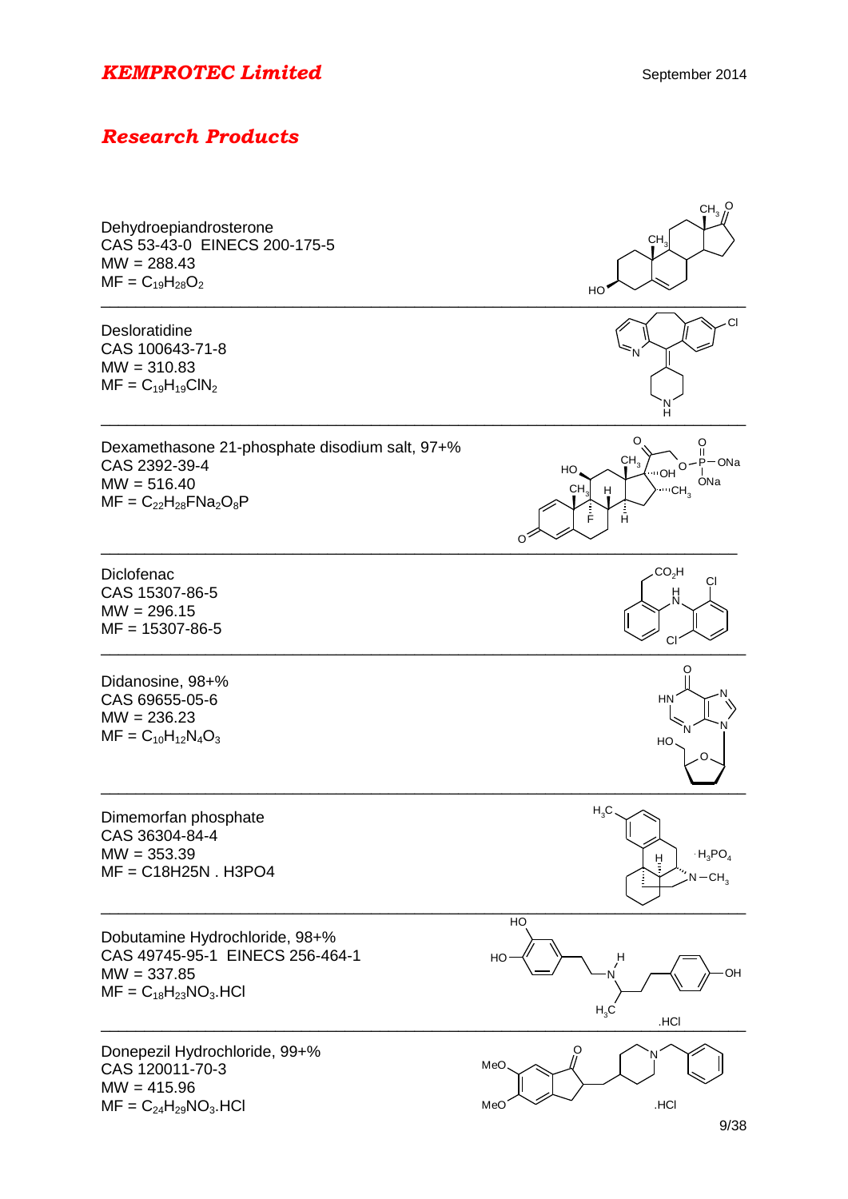# KEMPROTEC Limited

September 2014

## Research Products

Dehydroepiandrosterone
CAS 53-43-0  EINECS 200-175-5
MW = 288.43
MF = $C_{19}H_{28}O_2$

---

Desloratidine
CAS 100643-71-8
MW = 310.83
MF = $C_{19}H_{19}ClN_2$

---

Dexamethasone 21-phosphate disodium salt, 97+%
CAS 2392-39-4
MW = 516.40
MF = $C_{22}H_{28}FNa_2O_8P$

---

Diclofenac
CAS 15307-86-5
MW = 296.15
MF = 15307-86-5

---

Didanosine, 98+%
CAS 69655-05-6
MW = 236.23
MF = $C_{10}H_{12}N_4O_3$

---

Dimemorfan phosphate
CAS 36304-84-4
MW = 353.39
MF = C18H25N . H3PO4

---

Dobutamine Hydrochloride, 98+%
CAS 49745-95-1  EINECS 256-464-1
MW = 337.85
MF = $C_{18}H_{23}NO_3$.HCl

---

Donepezil Hydrochloride, 99+%
CAS 120011-70-3
MW = 415.96
MF = $C_{24}H_{29}NO_3$.HCl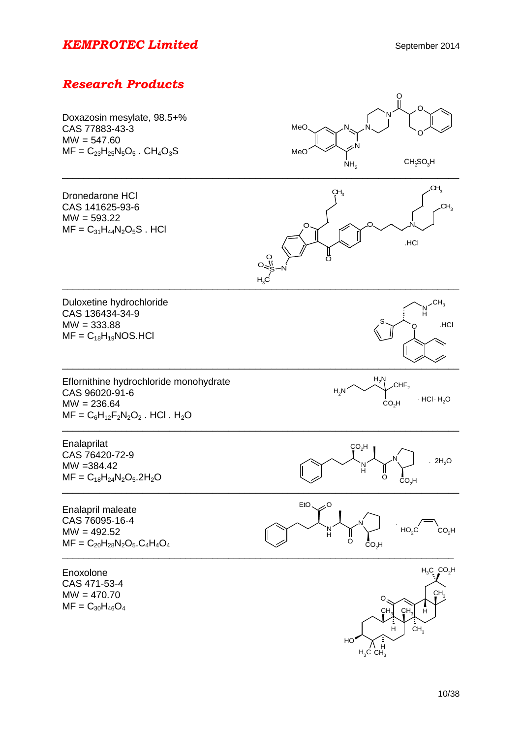# Research Products

Doxazosin mesylate, 98.5+%
CAS 77883-43-3
MW = 547.60
MF = $C_{23}H_{25}N_5O_5 \cdot CH_4O_3S$

---

Dronedarone HCl
CAS 141625-93-6
MW = 593.22
MF = $C_{31}H_{44}N_2O_5S \cdot HCl$

---

Duloxetine hydrochloride
CAS 136434-34-9
MW = 333.88
MF = $C_{18}H_{19}NOS.HCl$

---

Eflornithine hydrochloride monohydrate
CAS 96020-91-6
MW = 236.64
MF = $C_6H_{12}F_2N_2O_2 \cdot HCl \cdot H_2O$

---

Enalaprilat
CAS 76420-72-9
MW =384.42
MF = $C_{18}H_{24}N_2O_5.2H_2O$

---

Enalapril maleate
CAS 76095-16-4
MW = 492.52
MF = $C_{20}H_{28}N_2O_5.C_4H_4O_4$

---

Enoxolone
CAS 471-53-4
MW = 470.70
MF = $C_{30}H_{46}O_4$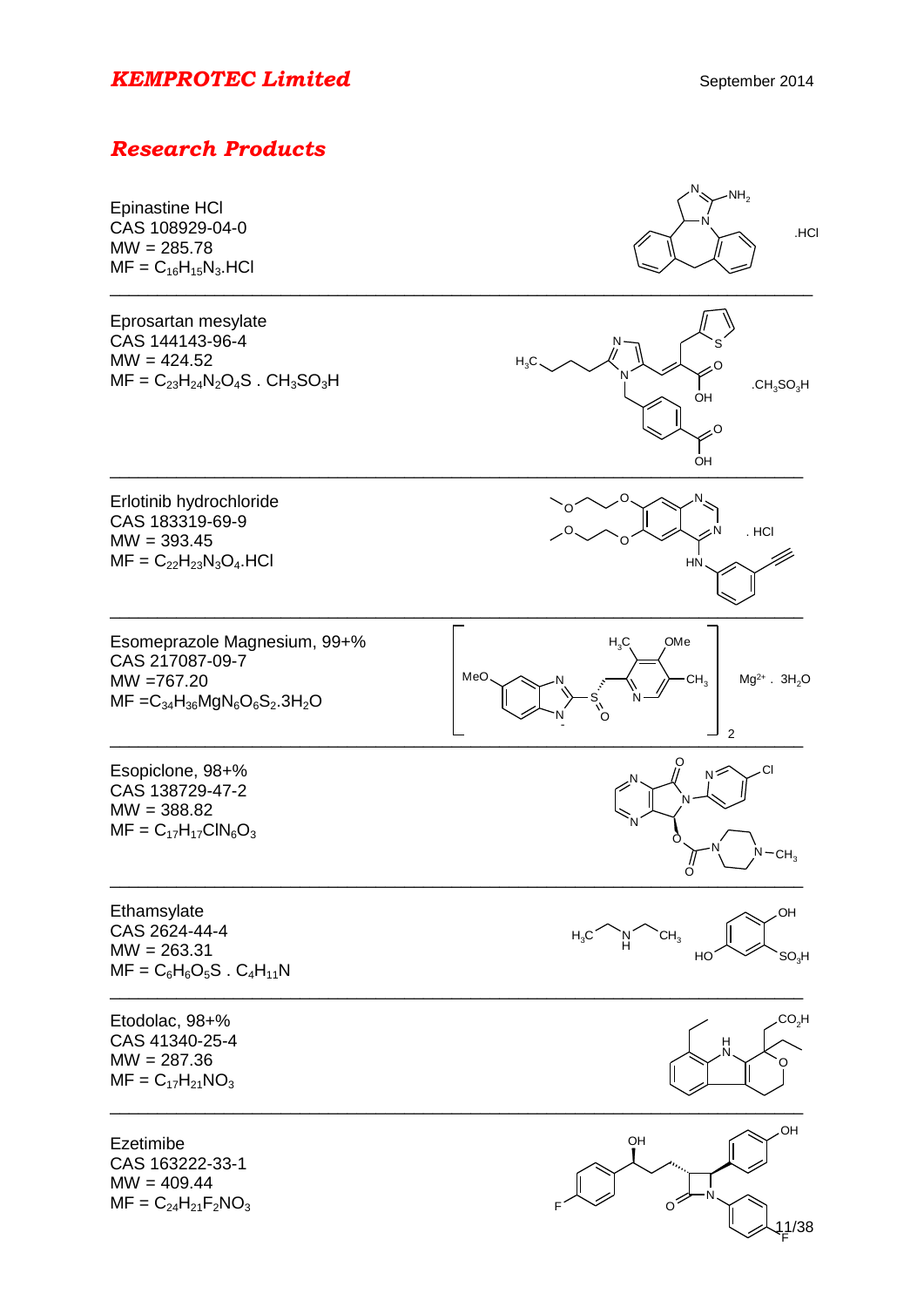# *KEMPROTEC Limited*

September 2014

## *Research Products*

Epinastine HCl
CAS 108929-04-0
MW = 285.78
MF = $C_{16}H_{15}N_3$.HCl

---

Eprosartan mesylate
CAS 144143-96-4
MW = 424.52
MF = $C_{23}H_{24}N_2O_4S$ . $CH_3SO_3H$

---

Erlotinib hydrochloride
CAS 183319-69-9
MW = 393.45
MF = $C_{22}H_{23}N_3O_4$.HCl

---

Esomeprazole Magnesium, 99+%
CAS 217087-09-7
MW =767.20
MF =$C_{34}H_{36}MgN_6O_6S_2$.$3H_2O$

---

Esopiclone, 98+%
CAS 138729-47-2
MW = 388.82
MF = $C_{17}H_{17}ClN_6O_3$

---

Ethamsylate
CAS 2624-44-4
MW = 263.31
MF = $C_6H_6O_5S$ . $C_4H_{11}N$

---

Etodolac, 98+%
CAS 41340-25-4
MW = 287.36
MF = $C_{17}H_{21}NO_3$

---

Ezetimibe
CAS 163222-33-1
MW = 409.44
MF = $C_{24}H_{21}F_2NO_3$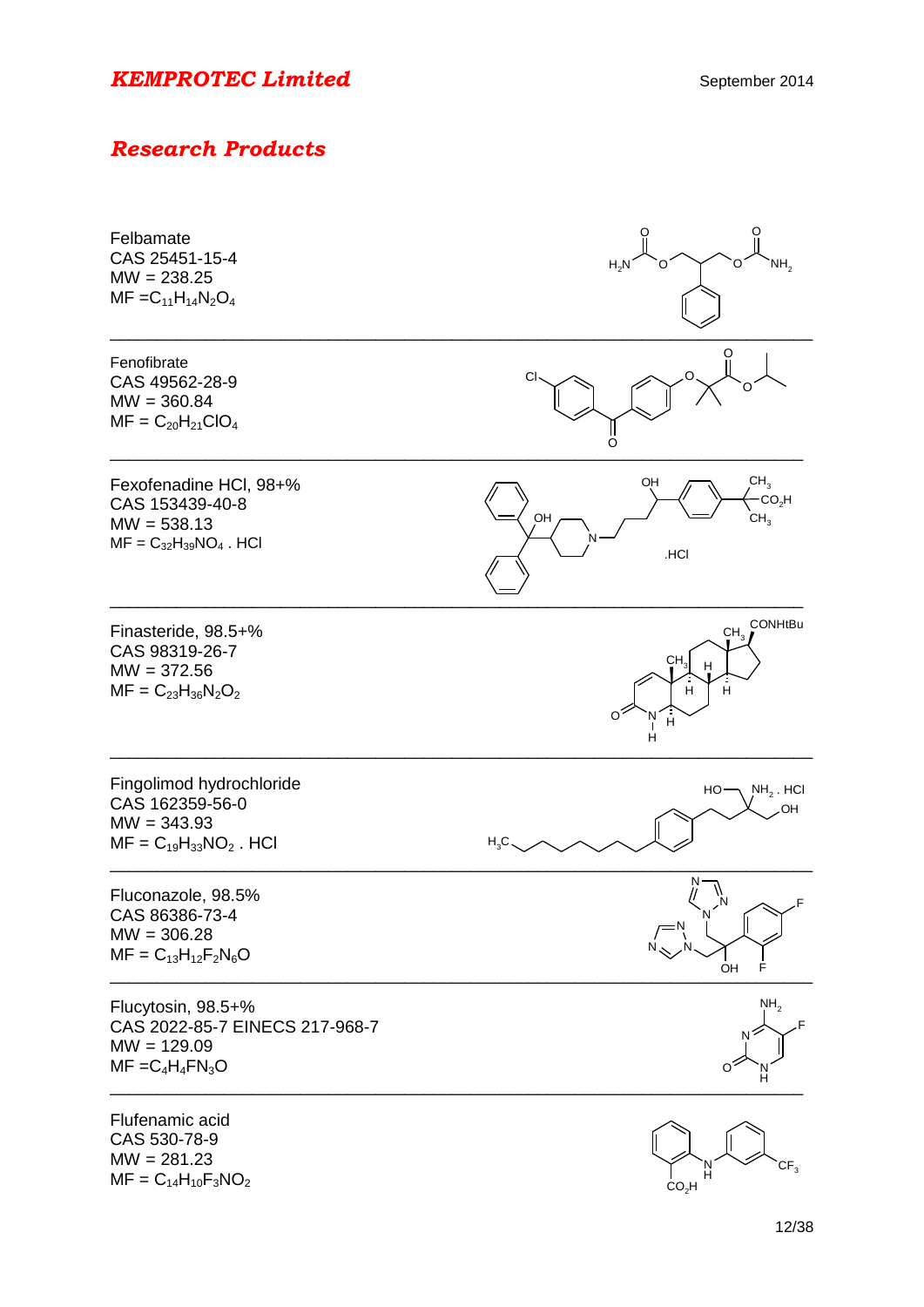# *KEMPROTEC Limited*

September 2014

## *Research Products*

Felbamate
CAS 25451-15-4
MW = 238.25
MF =$C_{11}H_{14}N_2O_4$

---

Fenofibrate
CAS 49562-28-9
MW = 360.84
MF = $C_{20}H_{21}ClO_4$

---

Fexofenadine HCl, 98+%
CAS 153439-40-8
MW = 538.13
MF = $C_{32}H_{39}NO_4$ . HCl

---

Finasteride, 98.5+%
CAS 98319-26-7
MW = 372.56
MF = $C_{23}H_{36}N_2O_2$

---

Fingolimod hydrochloride
CAS 162359-56-0
MW = 343.93
MF = $C_{19}H_{33}NO_2$ . HCl

---

Fluconazole, 98.5%
CAS 86386-73-4
MW = 306.28
MF = $C_{13}H_{12}F_2N_6O$

---

Flucytosin, 98.5+%
CAS 2022-85-7 EINECS 217-968-7
MW = 129.09
MF =$C_4H_4FN_3O$

---

Flufenamic acid
CAS 530-78-9
MW = 281.23
MF = $C_{14}H_{10}F_3NO_2$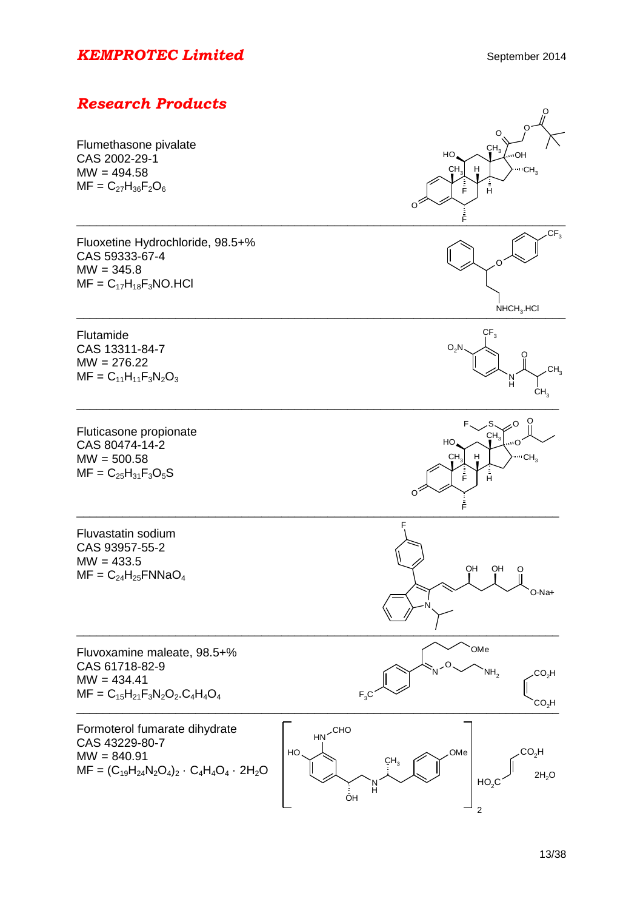**KEMPROTEC Limited**

September 2014

## Research Products

Flumethasone pivalate
CAS 2002-29-1
MW = 494.58
MF = $C_{27}H_{36}F_2O_6$

---

Fluoxetine Hydrochloride, 98.5+%
CAS 59333-67-4
MW = 345.8
MF = $C_{17}H_{18}F_3NO.HCl$

---

Flutamide
CAS 13311-84-7
MW = 276.22
MF = $C_{11}H_{11}F_3N_2O_3$

---

Fluticasone propionate
CAS 80474-14-2
MW = 500.58
MF = $C_{25}H_{31}F_3O_5S$

---

Fluvastatin sodium
CAS 93957-55-2
MW = 433.5
MF = $C_{24}H_{25}FNNaO_4$

---

Fluvoxamine maleate, 98.5+%
CAS 61718-82-9
MW = 434.41
MF = $C_{15}H_{21}F_3N_2O_2.C_4H_4O_4$

---

Formoterol fumarate dihydrate
CAS 43229-80-7
MW = 840.91
MF = $(C_{19}H_{24}N_2O_4)_2 \cdot C_4H_4O_4 \cdot 2H_2O$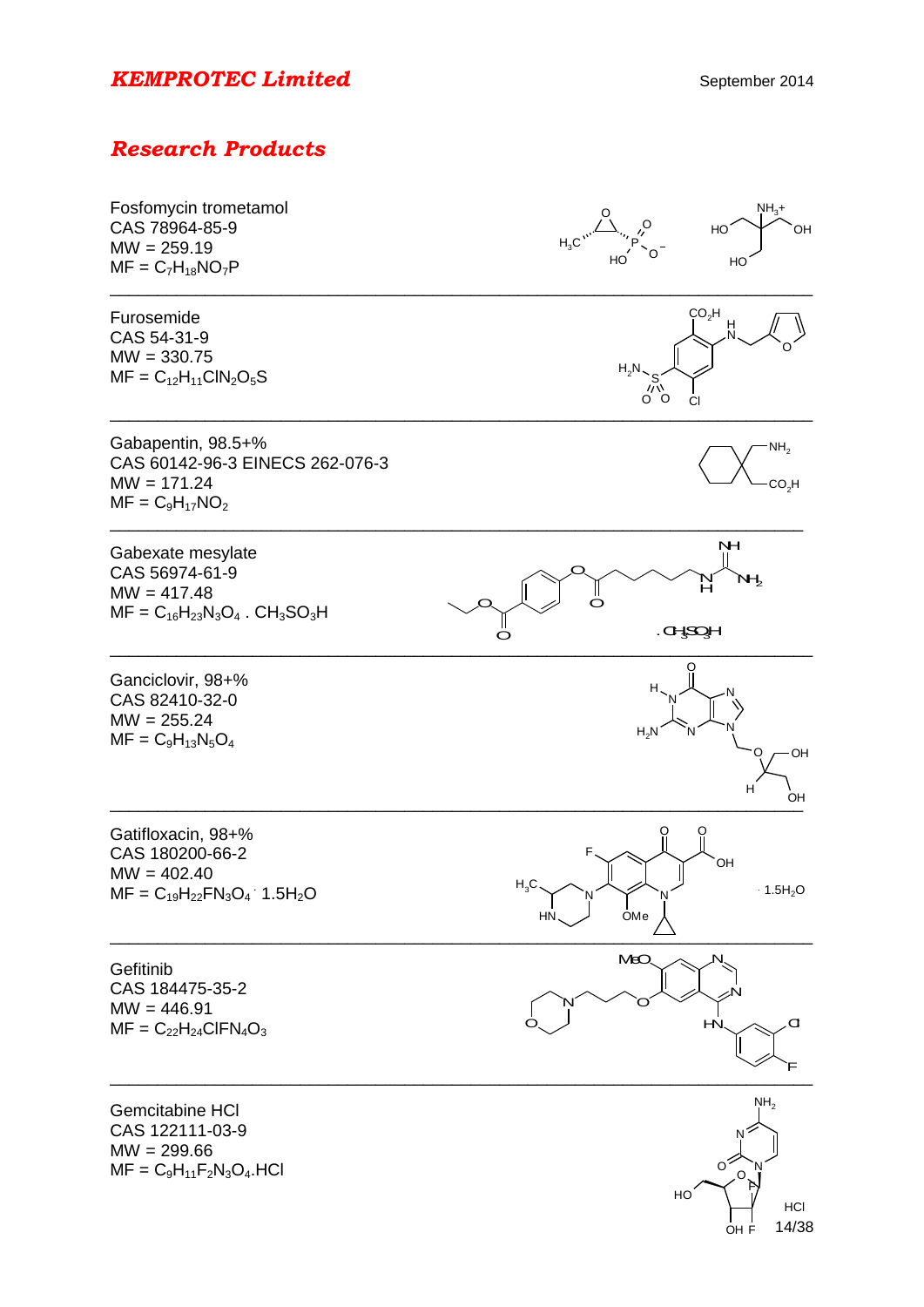# *KEMPROTEC Limited*

September 2014

## *Research Products*

Fosfomycin trometamol
CAS 78964-85-9
MW = 259.19
MF = $C_7H_{18}NO_7P$

---

Furosemide
CAS 54-31-9
MW = 330.75
MF = $C_{12}H_{11}ClN_2O_5S$

---

Gabapentin, 98.5+%
CAS 60142-96-3 EINECS 262-076-3
MW = 171.24
MF = $C_9H_{17}NO_2$

---

Gabexate mesylate
CAS 56974-61-9
MW = 417.48
MF = $C_{16}H_{23}N_3O_4$ . $CH_3SO_3H$

---

Ganciclovir, 98+%
CAS 82410-32-0
MW = 255.24
MF = $C_9H_{13}N_5O_4$

---

Gatifloxacin, 98+%
CAS 180200-66-2
MW = 402.40
MF = $C_{19}H_{22}FN_3O_4 \cdot 1.5H_2O$

---

Gefitinib
CAS 184475-35-2
MW = 446.91
MF = $C_{22}H_{24}ClFN_4O_3$

---

Gemcitabine HCl
CAS 122111-03-9
MW = 299.66
MF = $C_9H_{11}F_2N_3O_4$.HCl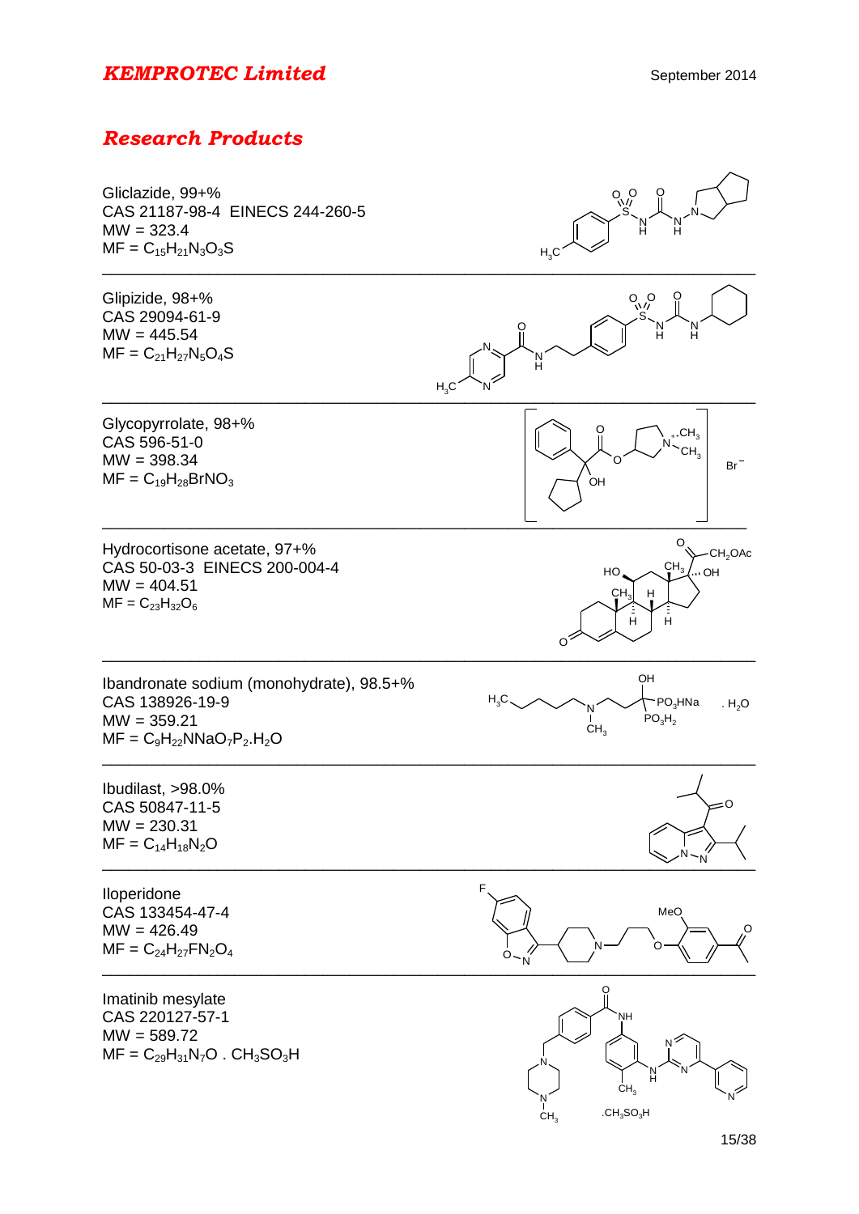# KEMPROTEC Limited

September 2014

## Research Products

Gliclazide, 99+%
CAS 21187-98-4  EINECS 244-260-5
MW = 323.4
MF = $C_{15}H_{21}N_3O_3S$

---

Glipizide, 98+%
CAS 29094-61-9
MW = 445.54
MF = $C_{21}H_{27}N_5O_4S$

---

Glycopyrrolate, 98+%
CAS 596-51-0
MW = 398.34
MF = $C_{19}H_{28}BrNO_3$

---

Hydrocortisone acetate, 97+%
CAS 50-03-3  EINECS 200-004-4
MW = 404.51
MF = $C_{23}H_{32}O_6$

---

Ibandronate sodium (monohydrate), 98.5+%
CAS 138926-19-9
MW = 359.21
MF = $C_9H_{22}NNaO_7P_2.H_2O$

---

Ibudilast, >98.0%
CAS 50847-11-5
MW = 230.31
MF = $C_{14}H_{18}N_2O$

---

Iloperidone
CAS 133454-47-4
MW = 426.49
MF = $C_{24}H_{27}FN_2O_4$

---

Imatinib mesylate
CAS 220127-57-1
MW = 589.72
MF = $C_{29}H_{31}N_7O$ . $CH_3SO_3H$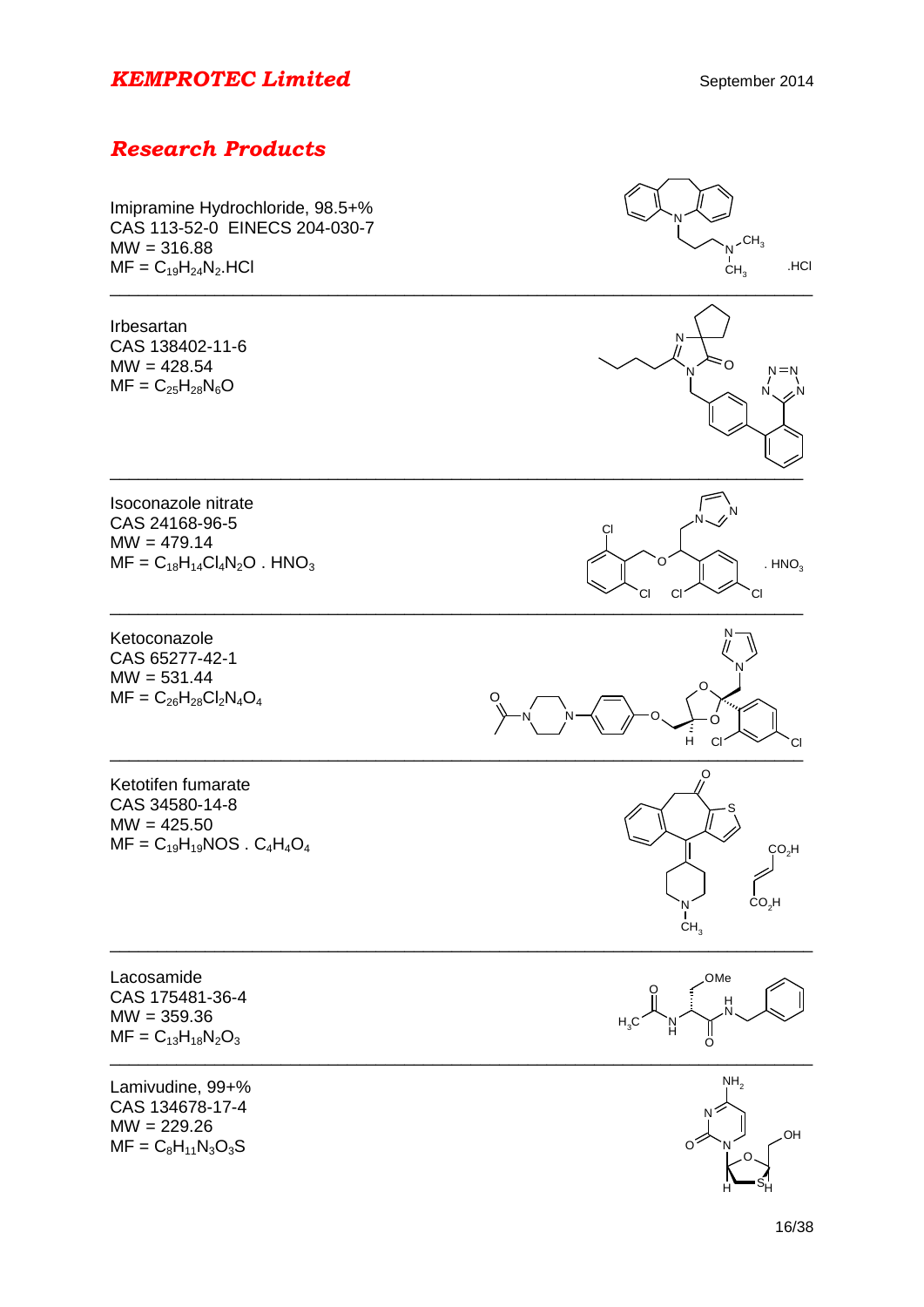# KEMPROTEC Limited

September 2014

## Research Products

Imipramine Hydrochloride, 98.5+%
CAS 113-52-0 EINECS 204-030-7
MW = 316.88
MF = $C_{19}H_{24}N_2$.HCl

---

Irbesartan
CAS 138402-11-6
MW = 428.54
MF = $C_{25}H_{28}N_6O$

---

Isoconazole nitrate
CAS 24168-96-5
MW = 479.14
MF = $C_{18}H_{14}Cl_4N_2O$ . $HNO_3$

---

Ketoconazole
CAS 65277-42-1
MW = 531.44
MF = $C_{26}H_{28}Cl_2N_4O_4$

---

Ketotifen fumarate
CAS 34580-14-8
MW = 425.50
MF = $C_{19}H_{19}NOS$ . $C_4H_4O_4$

---

Lacosamide
CAS 175481-36-4
MW = 359.36
MF = $C_{13}H_{18}N_2O_3$

---

Lamivudine, 99+%
CAS 134678-17-4
MW = 229.26
MF = $C_8H_{11}N_3O_3S$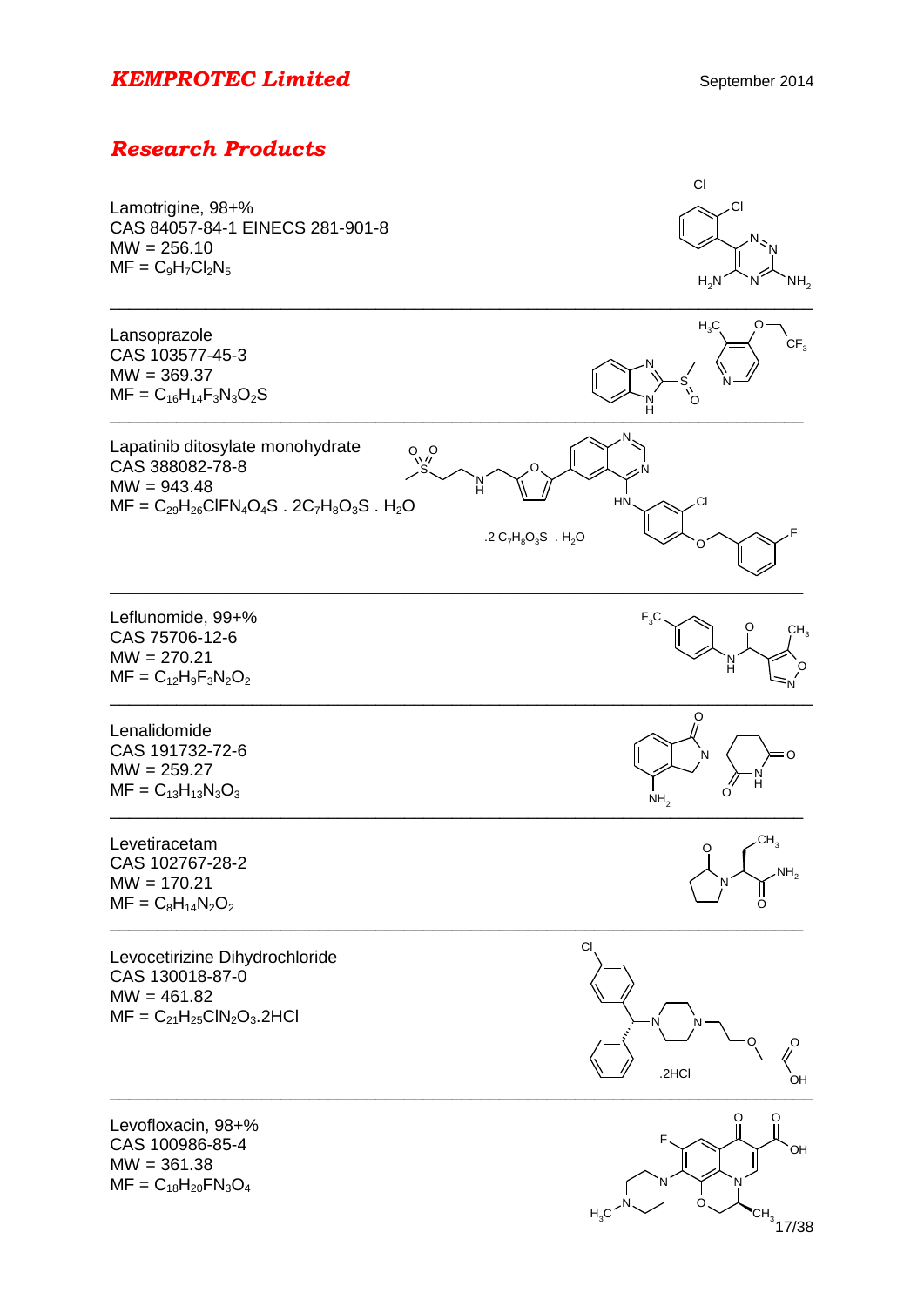# *KEMPROTEC Limited*

September 2014

## *Research Products*

Lamotrigine, 98+%
CAS 84057-84-1 EINECS 281-901-8
MW = 256.10
MF = $C_9H_7Cl_2N_5$

---

Lansoprazole
CAS 103577-45-3
MW = 369.37
MF = $C_{16}H_{14}F_3N_3O_2S$

---

Lapatinib ditosylate monohydrate
CAS 388082-78-8
MW = 943.48
MF = $C_{29}H_{26}ClFN_4O_4S$ . $2C_7H_8O_3S$ . $H_2O$

---

Leflunomide, 99+%
CAS 75706-12-6
MW = 270.21
MF = $C_{12}H_9F_3N_2O_2$

---

Lenalidomide
CAS 191732-72-6
MW = 259.27
MF = $C_{13}H_{13}N_3O_3$

---

Levetiracetam
CAS 102767-28-2
MW = 170.21
MF = $C_8H_{14}N_2O_2$

---

Levocetirizine Dihydrochloride
CAS 130018-87-0
MW = 461.82
MF = $C_{21}H_{25}ClN_2O_3$.2HCl

---

Levofloxacin, 98+%
CAS 100986-85-4
MW = 361.38
MF = $C_{18}H_{20}FN_3O_4$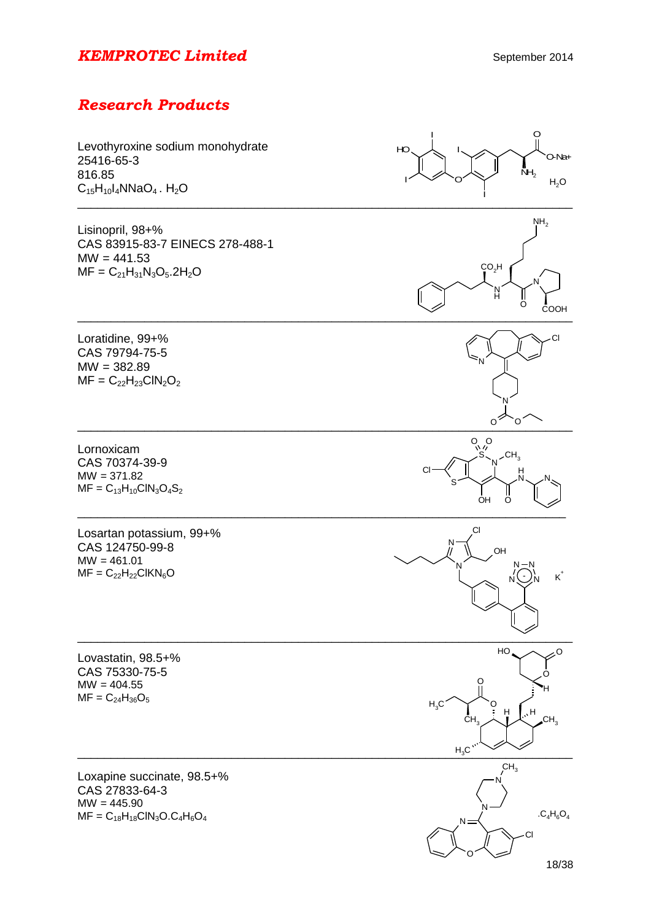## Research Products

Levothyroxine sodium monohydrate
25416-65-3
816.85
$C_{15}H_{10}I_4NNaO_4 . H_2O$

---

Lisinopril, 98+%
CAS 83915-83-7 EINECS 278-488-1
MW = 441.53
MF = $C_{21}H_{31}N_3O_5.2H_2O$

---

Loratidine, 99+%
CAS 79794-75-5
MW = 382.89
MF = $C_{22}H_{23}ClN_2O_2$

---

Lornoxicam
CAS 70374-39-9
MW = 371.82
MF = $C_{13}H_{10}ClN_3O_4S_2$

---

Losartan potassium, 99+%
CAS 124750-99-8
MW = 461.01
MF = $C_{22}H_{22}ClKN_6O$

---

Lovastatin, 98.5+%
CAS 75330-75-5
MW = 404.55
MF = $C_{24}H_{36}O_5$

---

Loxapine succinate, 98.5+%
CAS 27833-64-3
MW = 445.90
MF = $C_{18}H_{18}ClN_3O.C_4H_6O_4$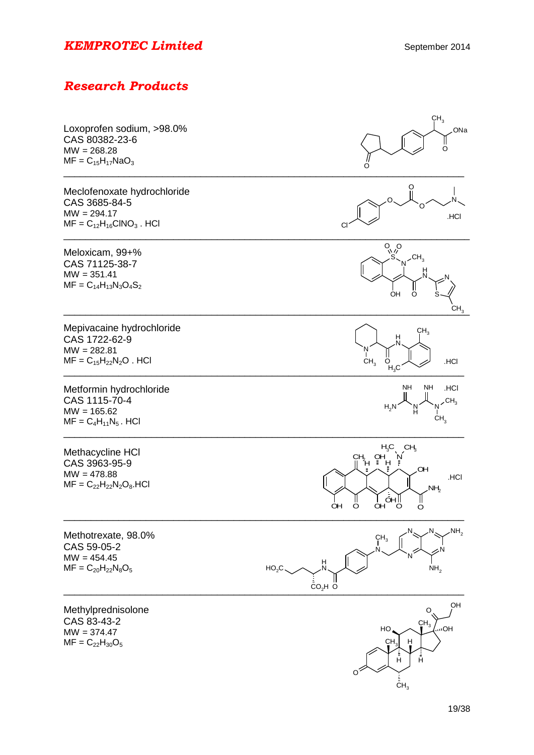# KEMPROTEC Limited

September 2014

## Research Products

Loxoprofen sodium, >98.0%
CAS 80382-23-6
MW = 268.28
MF = $C_{15}H_{17}NaO_3$

---

Meclofenoxate hydrochloride
CAS 3685-84-5
MW = 294.17
MF = $C_{12}H_{16}ClNO_3$ . HCl

---

Meloxicam, 99+%
CAS 71125-38-7
MW = 351.41
MF = $C_{14}H_{13}N_3O_4S_2$

---

Mepivacaine hydrochloride
CAS 1722-62-9
MW = 282.81
MF = $C_{15}H_{22}N_2O$ . HCl

---

Metformin hydrochloride
CAS 1115-70-4
MW = 165.62
MF = $C_4H_{11}N_5$ . HCl

---

Methacycline HCl
CAS 3963-95-9
MW = 478.88
MF = $C_{22}H_{22}N_2O_8$.HCl

---

Methotrexate, 98.0%
CAS 59-05-2
MW = 454.45
MF = $C_{20}H_{22}N_8O_5$

---

Methylprednisolone
CAS 83-43-2
MW = 374.47
MF = $C_{22}H_{30}O_5$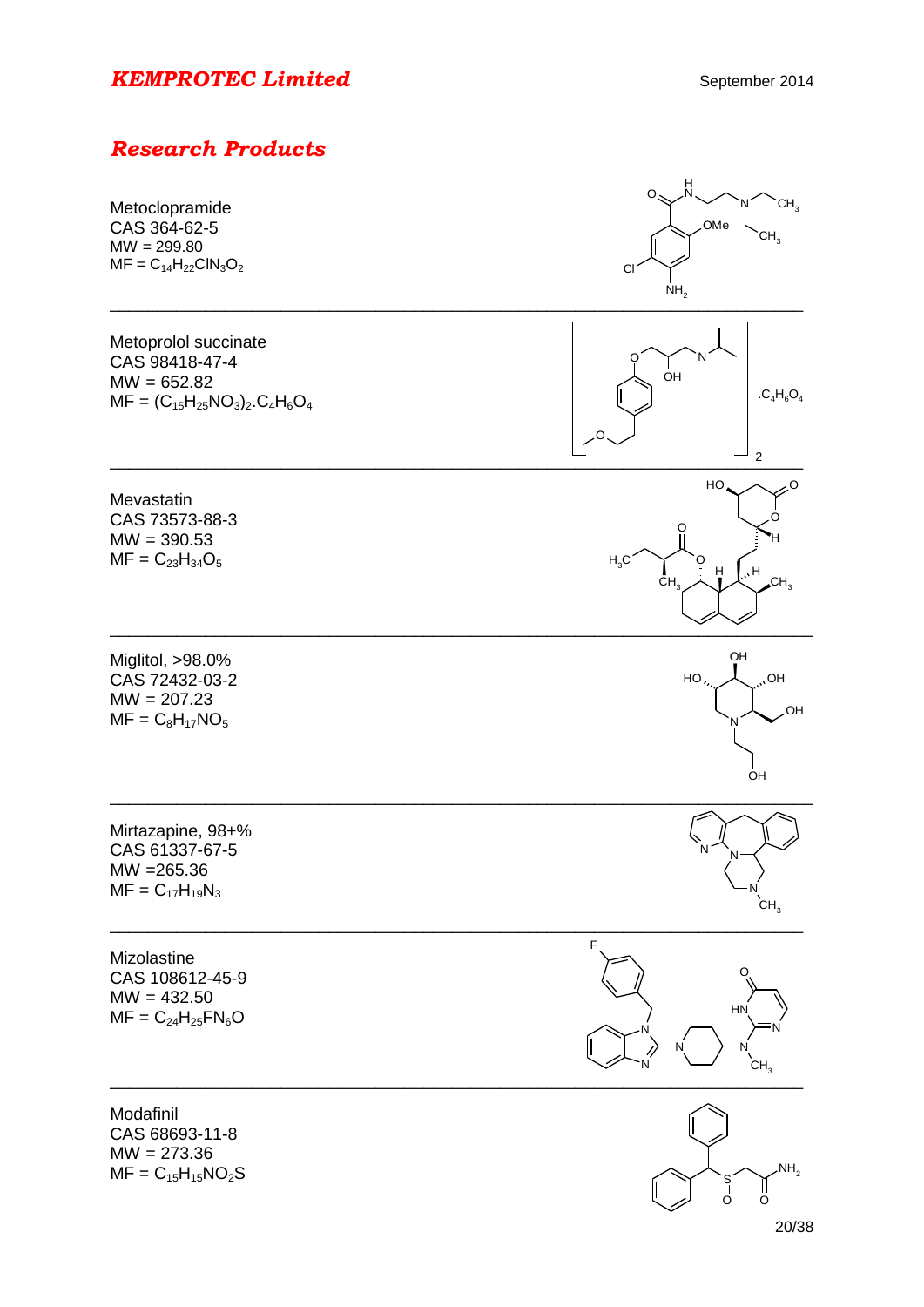## *KEMPROTEC Limited*

September 2014

## *Research Products*

Metoclopramide
CAS 364-62-5
MW = 299.80
MF = $C_{14}H_{22}ClN_3O_2$

---

Metoprolol succinate
CAS 98418-47-4
MW = 652.82
MF = $(C_{15}H_{25}NO_3)_2.C_4H_6O_4$

---

Mevastatin
CAS 73573-88-3
MW = 390.53
MF = $C_{23}H_{34}O_5$

---

Miglitol, >98.0%
CAS 72432-03-2
MW = 207.23
MF = $C_8H_{17}NO_5$

---

Mirtazapine, 98+%
CAS 61337-67-5
MW =265.36
MF = $C_{17}H_{19}N_3$

---

Mizolastine
CAS 108612-45-9
MW = 432.50
MF = $C_{24}H_{25}FN_6O$

---

Modafinil
CAS 68693-11-8
MW = 273.36
MF = $C_{15}H_{15}NO_2S$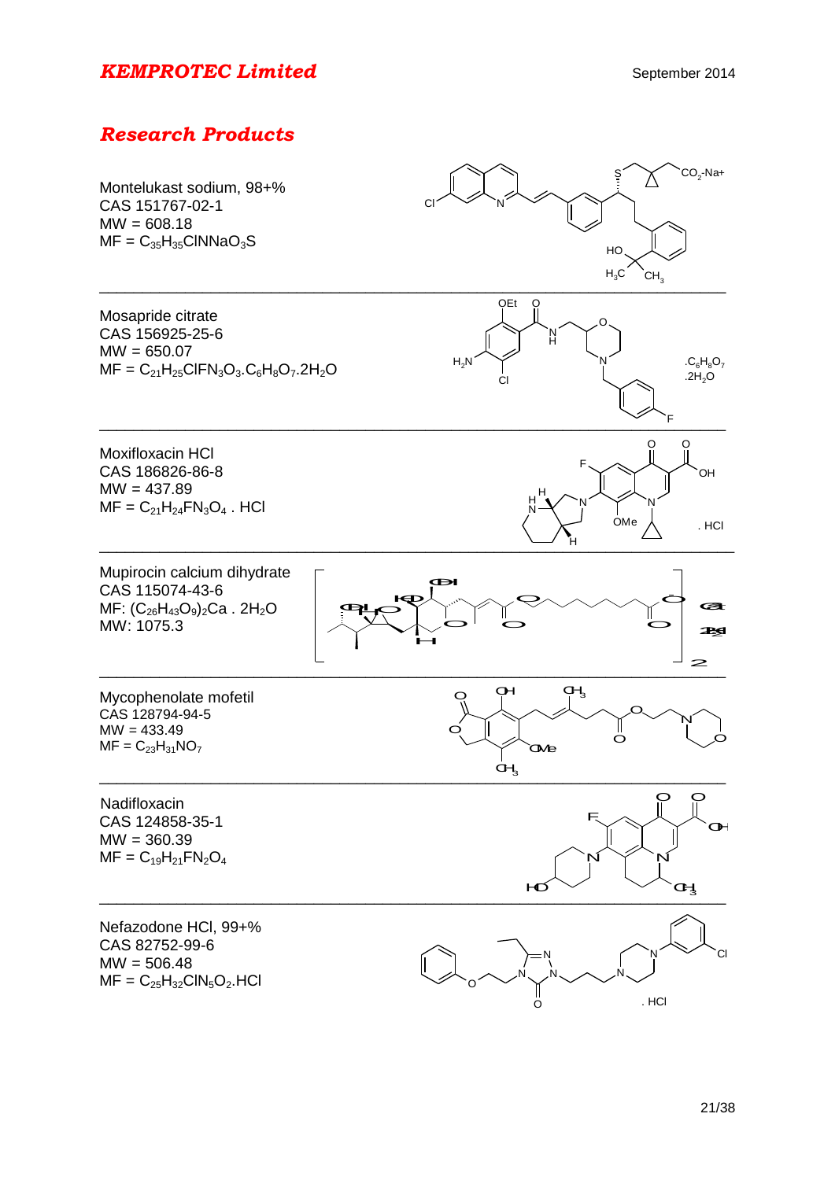# *KEMPROTEC Limited*

September 2014

## *Research Products*

Montelukast sodium, 98+%
CAS 151767-02-1
MW = 608.18
MF = $C_{35}H_{35}ClNNaO_3S$

---

Mosapride citrate
CAS 156925-25-6
MW = 650.07
MF = $C_{21}H_{25}ClFN_3O_3.C_6H_8O_7.2H_2O$

---

Moxifloxacin HCl
CAS 186826-86-8
MW = 437.89
MF = $C_{21}H_{24}FN_3O_4$ . HCl

---

Mupirocin calcium dihydrate
CAS 115074-43-6
MF: $(C_{26}H_{43}O_9)_2Ca$ . $2H_2O$
MW: 1075.3

---

Mycophenolate mofetil
CAS 128794-94-5
MW = 433.49
MF = $C_{23}H_{31}NO_7$

---

Nadifloxacin
CAS 124858-35-1
MW = 360.39
MF = $C_{19}H_{21}FN_2O_4$

---

Nefazodone HCl, 99+%
CAS 82752-99-6
MW = 506.48
MF = $C_{25}H_{32}ClN_5O_2$.HCl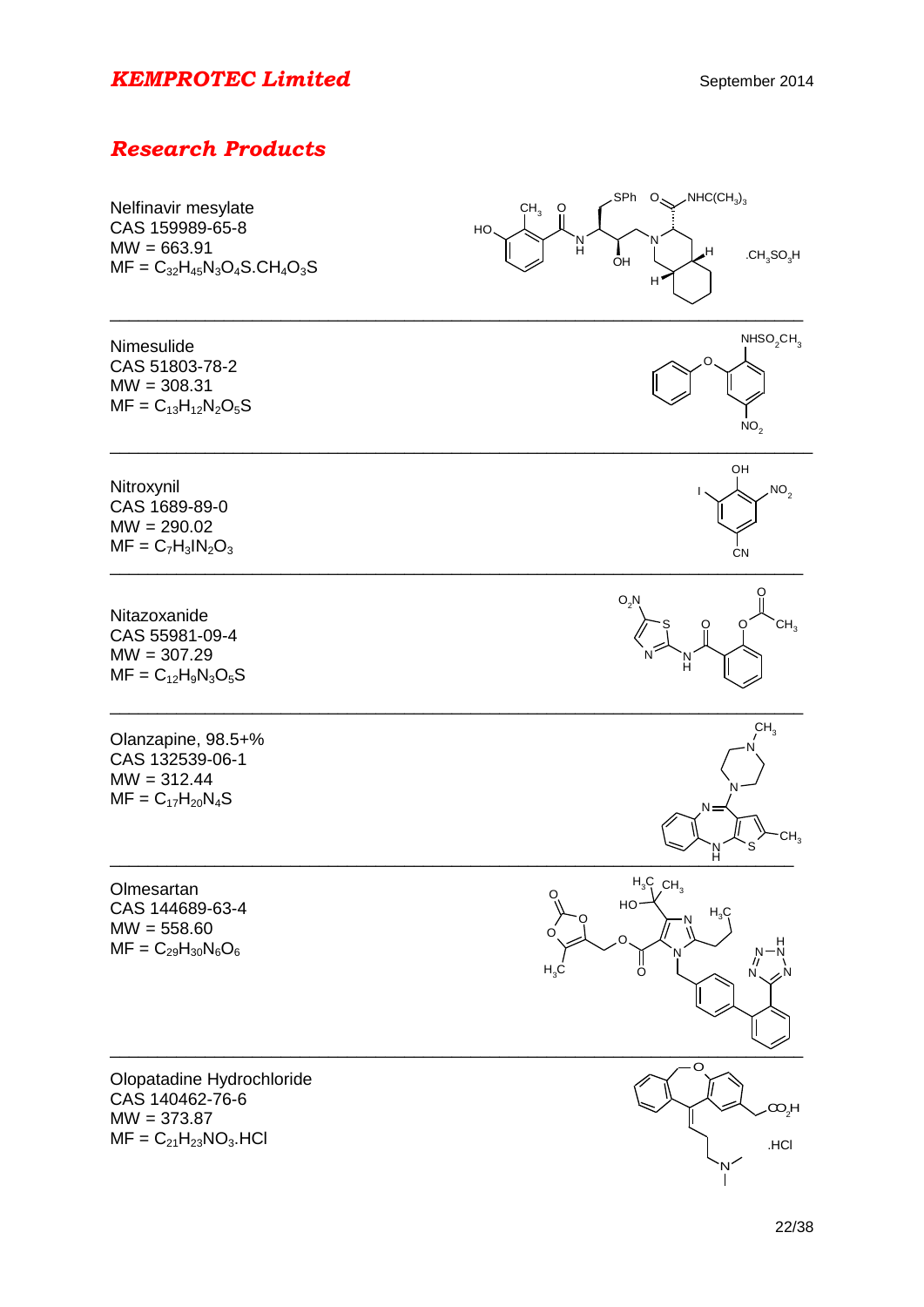# *KEMPROTEC Limited*

September 2014

## *Research Products*

Nelfinavir mesylate
CAS 159989-65-8
MW = 663.91
MF = $C_{32}H_{45}N_3O_4S.CH_4O_3S$

---

Nimesulide
CAS 51803-78-2
MW = 308.31
MF = $C_{13}H_{12}N_2O_5S$

---

Nitroxynil
CAS 1689-89-0
MW = 290.02
MF = $C_7H_3IN_2O_3$

---

Nitazoxanide
CAS 55981-09-4
MW = 307.29
MF = $C_{12}H_9N_3O_5S$

---

Olanzapine, 98.5+%
CAS 132539-06-1
MW = 312.44
MF = $C_{17}H_{20}N_4S$

---

Olmesartan
CAS 144689-63-4
MW = 558.60
MF = $C_{29}H_{30}N_6O_6$

---

Olopatadine Hydrochloride
CAS 140462-76-6
MW = 373.87
MF = $C_{21}H_{23}NO_3.HCl$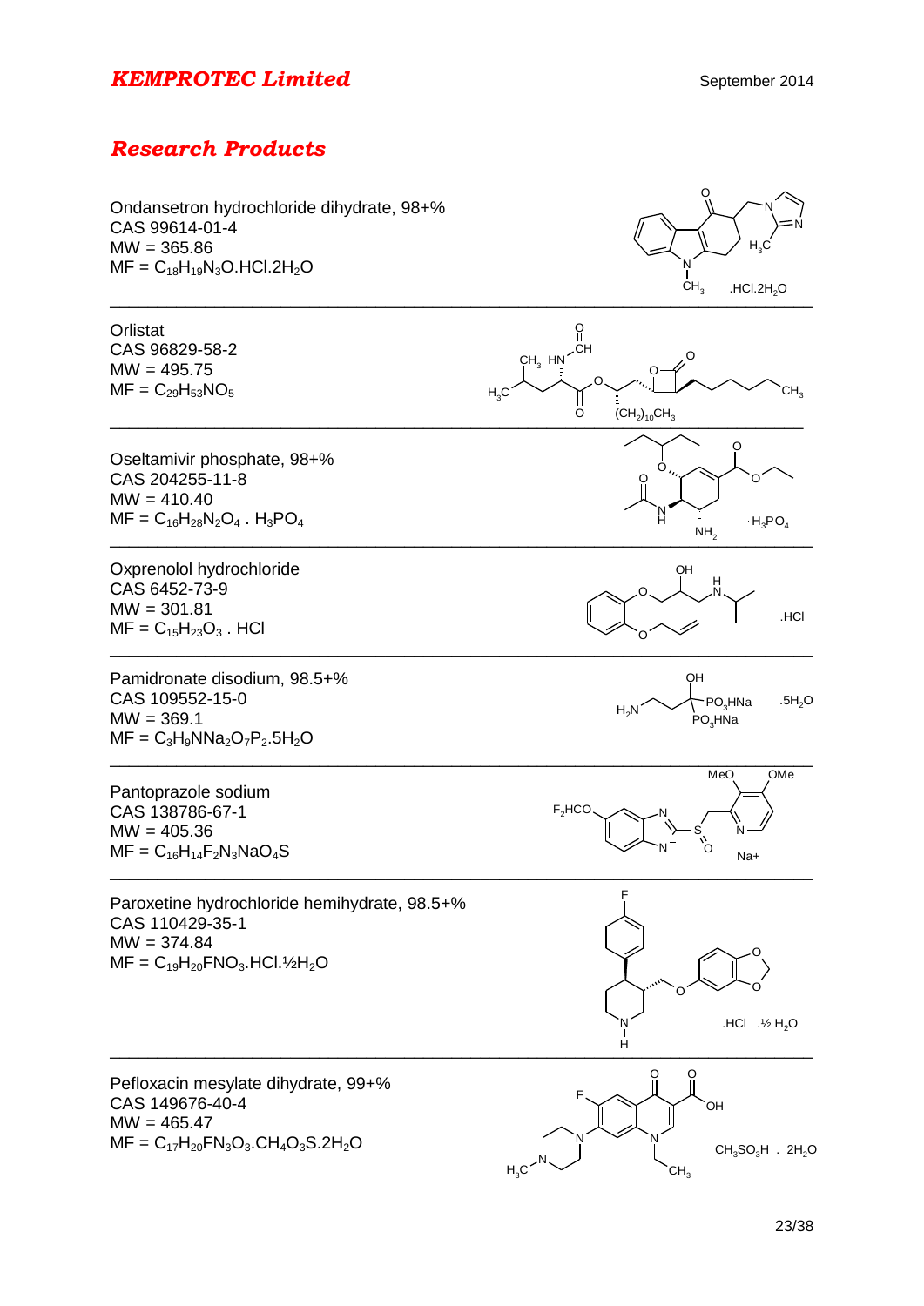## Research Products

Ondansetron hydrochloride dihydrate, 98+%
CAS 99614-01-4
MW = 365.86
MF = $C_{18}H_{19}N_3O.HCl.2H_2O$

---

Orlistat
CAS 96829-58-2
MW = 495.75
MF = $C_{29}H_{53}NO_5$

---

Oseltamivir phosphate, 98+%
CAS 204255-11-8
MW = 410.40
MF = $C_{16}H_{28}N_2O_4 . H_3PO_4$

---

Oxprenolol hydrochloride
CAS 6452-73-9
MW = 301.81
MF = $C_{15}H_{23}O_3$ . HCl

---

Pamidronate disodium, 98.5+%
CAS 109552-15-0
MW = 369.1
MF = $C_3H_9NNa_2O_7P_2.5H_2O$

---

Pantoprazole sodium
CAS 138786-67-1
MW = 405.36
MF = $C_{16}H_{14}F_2N_3NaO_4S$

---

Paroxetine hydrochloride hemihydrate, 98.5+%
CAS 110429-35-1
MW = 374.84
MF = $C_{19}H_{20}FNO_3.HCl.½H_2O$

---

Pefloxacin mesylate dihydrate, 99+%
CAS 149676-40-4
MW = 465.47
MF = $C_{17}H_{20}FN_3O_3.CH_4O_3S.2H_2O$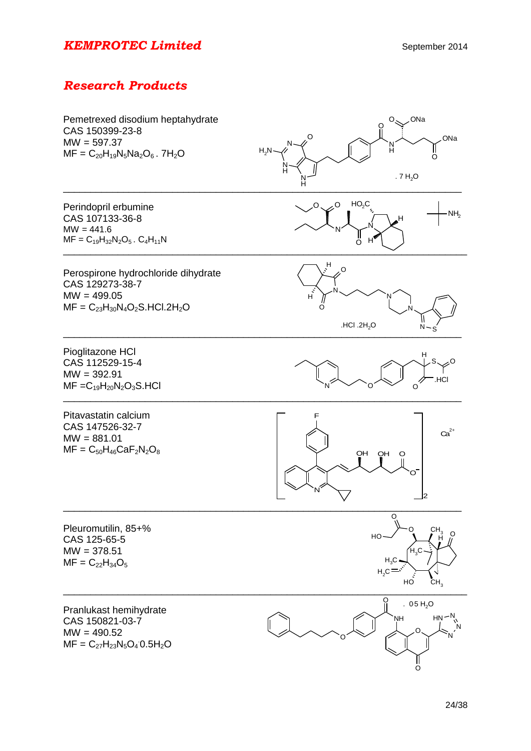# *KEMPROTEC Limited*

September 2014

## *Research Products*

Pemetrexed disodium heptahydrate
CAS 150399-23-8
MW = 597.37
MF = $C_{20}H_{19}N_5Na_2O_6 . 7H_2O$

---

Perindopril erbumine
CAS 107133-36-8
MW = 441.6
MF = $C_{19}H_{32}N_2O_5 . C_4H_{11}N$

---

Perospirone hydrochloride dihydrate
CAS 129273-38-7
MW = 499.05
MF = $C_{23}H_{30}N_4O_2S.HCl.2H_2O$

---

Pioglitazone HCl
CAS 112529-15-4
MW = 392.91
MF = $C_{19}H_{20}N_2O_3S.HCl$

---

Pitavastatin calcium
CAS 147526-32-7
MW = 881.01
MF = $C_{50}H_{46}CaF_2N_2O_8$

---

Pleuromutilin, 85+%
CAS 125-65-5
MW = 378.51
MF = $C_{22}H_{34}O_5$

---

Pranlukast hemihydrate
CAS 150821-03-7
MW = 490.52
MF = $C_{27}H_{23}N_5O_4 \cdot 0.5H_2O$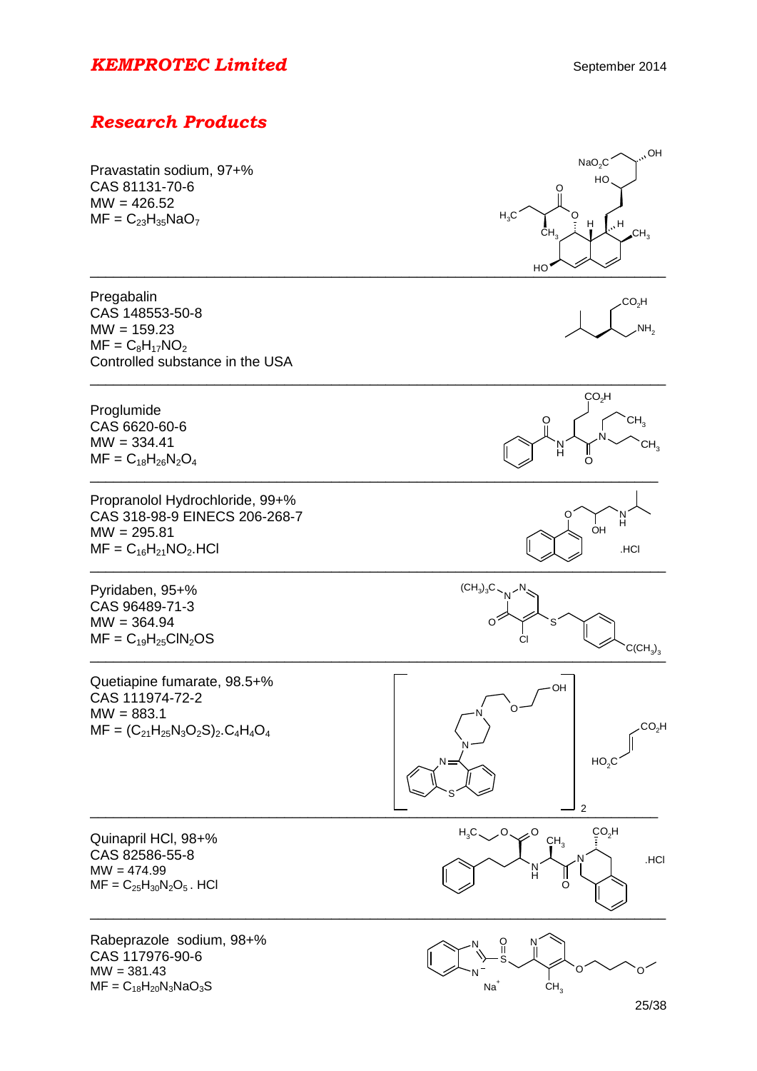## *KEMPROTEC Limited*

September 2014

## *Research Products*

Pravastatin sodium, 97+%
CAS 81131-70-6
MW = 426.52
MF = $C_{23}H_{35}NaO_7$

---

Pregabalin
CAS 148553-50-8
MW = 159.23
MF = $C_8H_{17}NO_2$
Controlled substance in the USA

---

Proglumide
CAS 6620-60-6
MW = 334.41
MF = $C_{18}H_{26}N_2O_4$

---

Propranolol Hydrochloride, 99+%
CAS 318-98-9 EINECS 206-268-7
MW = 295.81
MF = $C_{16}H_{21}NO_2$.HCl

---

Pyridaben, 95+%
CAS 96489-71-3
MW = 364.94
MF = $C_{19}H_{25}ClN_2OS$

---

Quetiapine fumarate, 98.5+%
CAS 111974-72-2
MW = 883.1
MF = $(C_{21}H_{25}N_3O_2S)_2.C_4H_4O_4$

---

Quinapril HCl, 98+%
CAS 82586-55-8
MW = 474.99
MF = $C_{25}H_{30}N_2O_5$ . HCl

---

Rabeprazole sodium, 98+%
CAS 117976-90-6
MW = 381.43
MF = $C_{18}H_{20}N_3NaO_3S$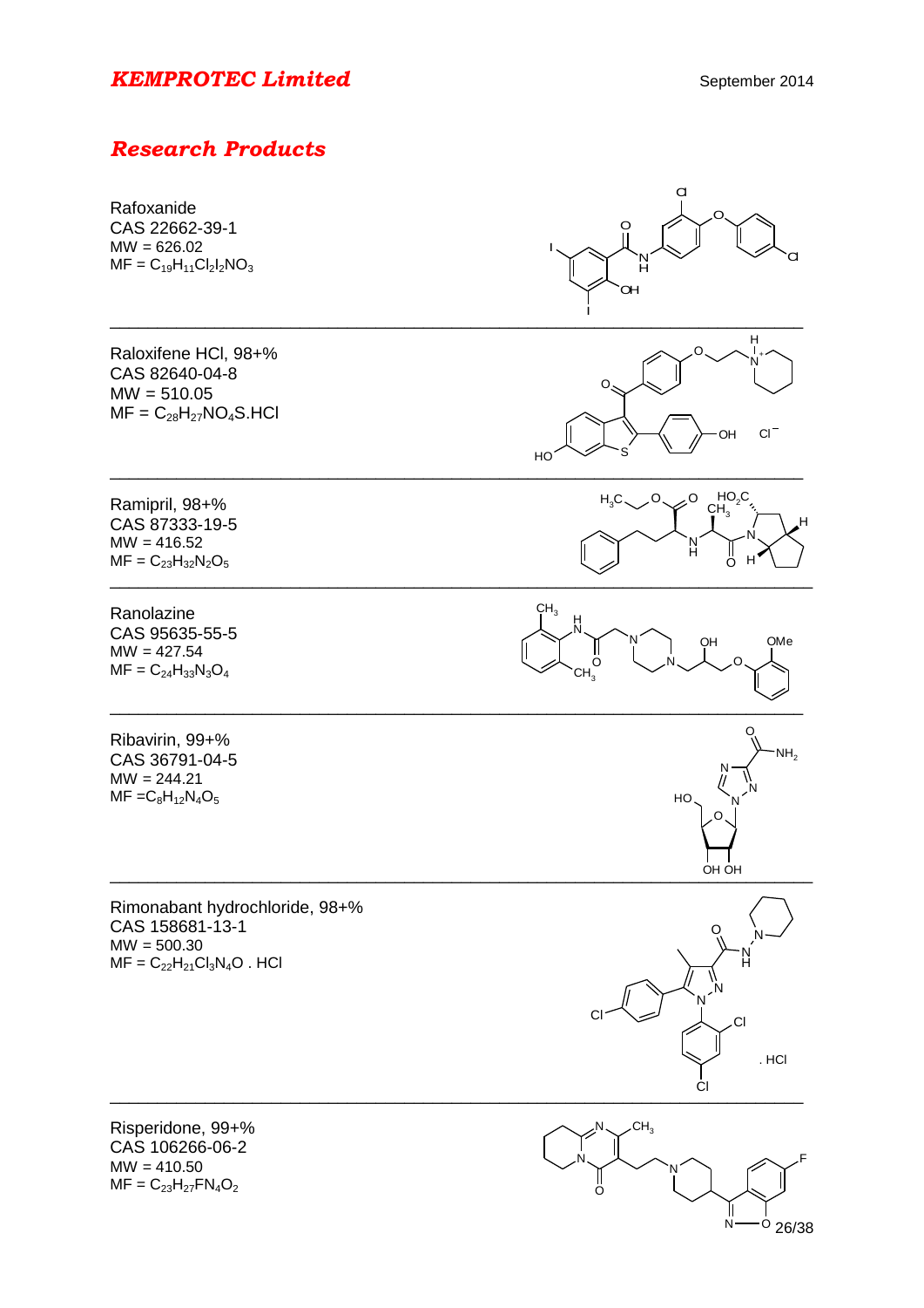# *KEMPROTEC Limited*

September 2014

## *Research Products*

Rafoxanide
CAS 22662-39-1
MW = 626.02
MF = $C_{19}H_{11}Cl_2I_2NO_3$

---

Raloxifene HCl, 98+%
CAS 82640-04-8
MW = 510.05
MF = $C_{28}H_{27}NO_4S.HCl$

---

Ramipril, 98+%
CAS 87333-19-5
MW = 416.52
MF = $C_{23}H_{32}N_2O_5$

---

Ranolazine
CAS 95635-55-5
MW = 427.54
MF = $C_{24}H_{33}N_3O_4$

---

Ribavirin, 99+%
CAS 36791-04-5
MW = 244.21
MF = $C_8H_{12}N_4O_5$

---

Rimonabant hydrochloride, 98+%
CAS 158681-13-1
MW = 500.30
MF = $C_{22}H_{21}Cl_3N_4O$ . HCl

---

Risperidone, 99+%
CAS 106266-06-2
MW = 410.50
MF = $C_{23}H_{27}FN_4O_2$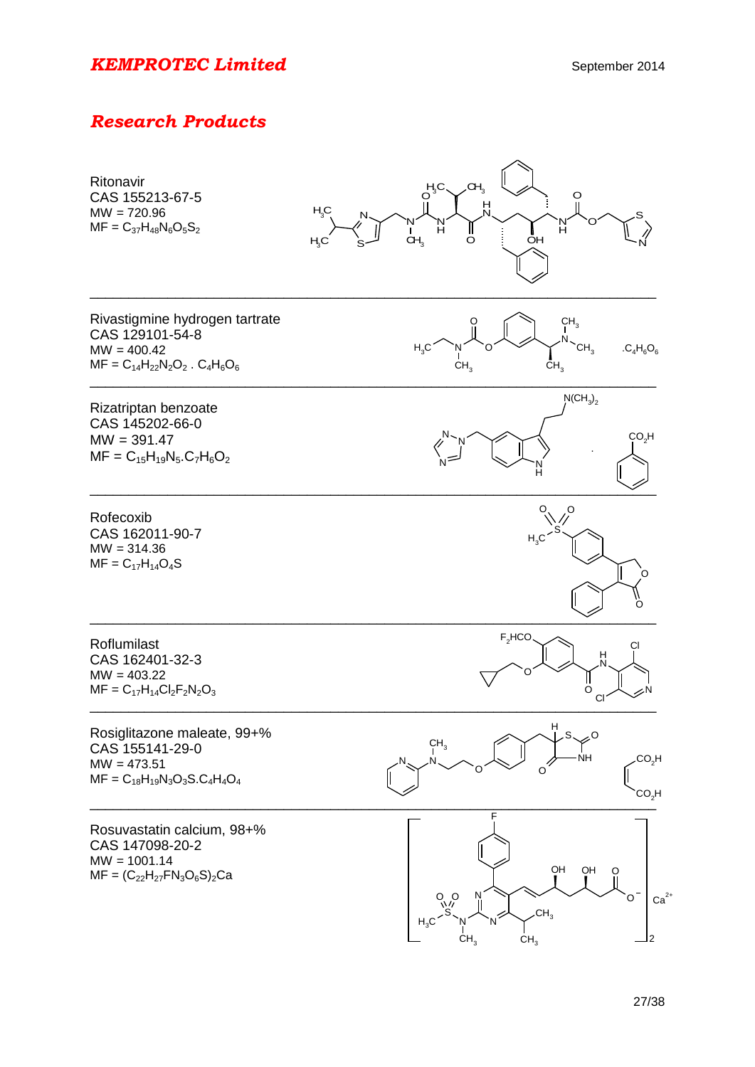## Research Products

Ritonavir
CAS 155213-67-5
MW = 720.96
MF = $C_{37}H_{48}N_6O_5S_2$

---

Rivastigmine hydrogen tartrate
CAS 129101-54-8
MW = 400.42
MF = $C_{14}H_{22}N_2O_2 . C_4H_6O_6$

---

Rizatriptan benzoate
CAS 145202-66-0
MW = 391.47
MF = $C_{15}H_{19}N_5.C_7H_6O_2$

---

Rofecoxib
CAS 162011-90-7
MW = 314.36
MF = $C_{17}H_{14}O_4S$

---

Roflumilast
CAS 162401-32-3
MW = 403.22
MF = $C_{17}H_{14}Cl_2F_2N_2O_3$

---

Rosiglitazone maleate, 99+%
CAS 155141-29-0
MW = 473.51
MF = $C_{18}H_{19}N_3O_3S.C_4H_4O_4$

---

Rosuvastatin calcium, 98+%
CAS 147098-20-2
MW = 1001.14
MF = $(C_{22}H_{27}FN_3O_6S)_2Ca$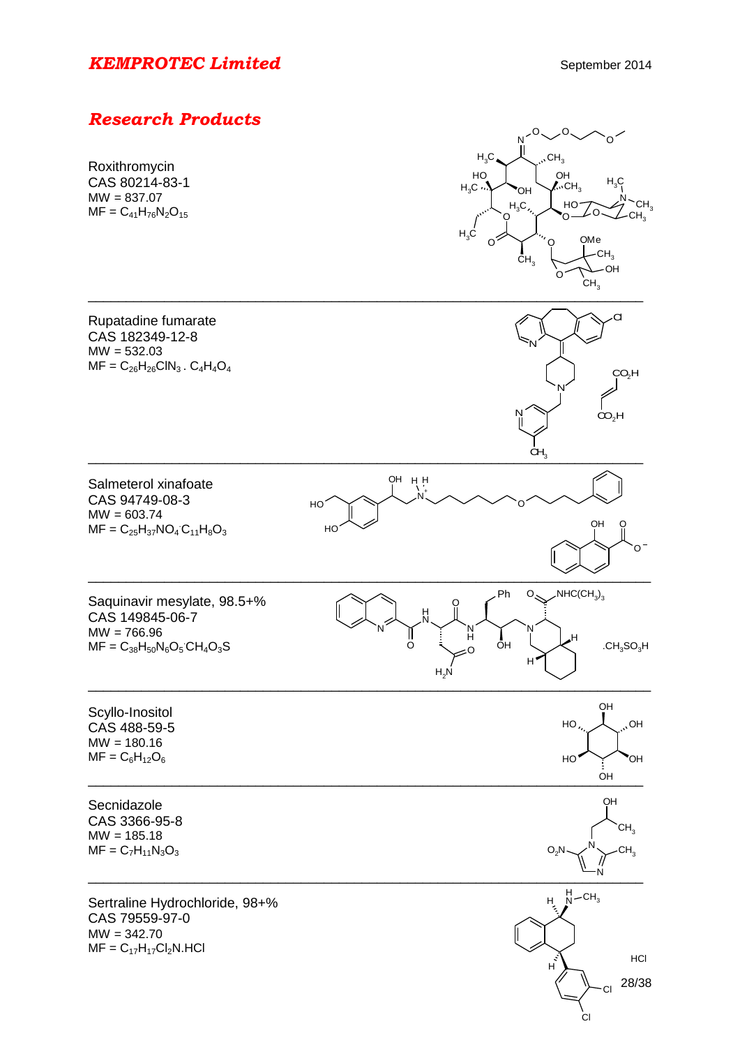# *KEMPROTEC Limited*

September 2014

## *Research Products*

Roxithromycin
CAS 80214-83-1
MW = 837.07
MF = $C_{41}H_{76}N_2O_{15}$

---

Rupatadine fumarate
CAS 182349-12-8
MW = 532.03
MF = $C_{26}H_{26}ClN_3 . C_4H_4O_4$

---

Salmeterol xinafoate
CAS 94749-08-3
MW = 603.74
MF = $C_{25}H_{37}NO_4 \cdot C_{11}H_8O_3$

---

Saquinavir mesylate, 98.5+%
CAS 149845-06-7
MW = 766.96
MF = $C_{38}H_{50}N_6O_5 \cdot CH_4O_3S$

---

Scyllo-Inositol
CAS 488-59-5
MW = 180.16
MF = $C_6H_{12}O_6$

---

Secnidazole
CAS 3366-95-8
MW = 185.18
MF = $C_7H_{11}N_3O_3$

---

Sertraline Hydrochloride, 98+%
CAS 79559-97-0
MW = 342.70
MF = $C_{17}H_{17}Cl_2N$.HCl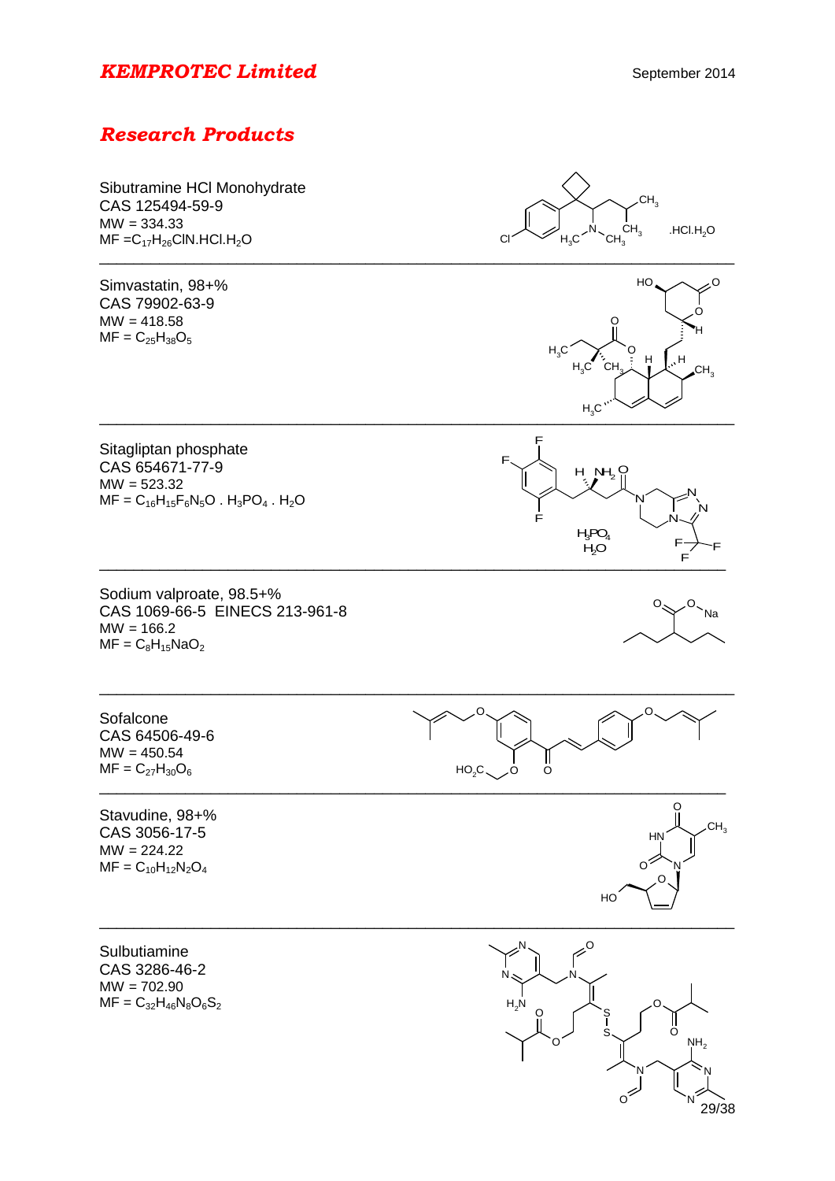# KEMPROTEC Limited

September 2014

## Research Products

Sibutramine HCl Monohydrate
CAS 125494-59-9
MW = 334.33
MF = $C_{17}H_{26}ClN.HCl.H_2O$

---

Simvastatin, 98+%
CAS 79902-63-9
MW = 418.58
MF = $C_{25}H_{38}O_5$

---

Sitagliptan phosphate
CAS 654671-77-9
MW = 523.32
MF = $C_{16}H_{15}F_6N_5O$ . $H_3PO_4$ . $H_2O$

---

Sodium valproate, 98.5+%
CAS 1069-66-5 EINECS 213-961-8
MW = 166.2
MF = $C_8H_{15}NaO_2$

---

Sofalcone
CAS 64506-49-6
MW = 450.54
MF = $C_{27}H_{30}O_6$

---

Stavudine, 98+%
CAS 3056-17-5
MW = 224.22
MF = $C_{10}H_{12}N_2O_4$

---

Sulbutiamine
CAS 3286-46-2
MW = 702.90
MF = $C_{32}H_{46}N_8O_6S_2$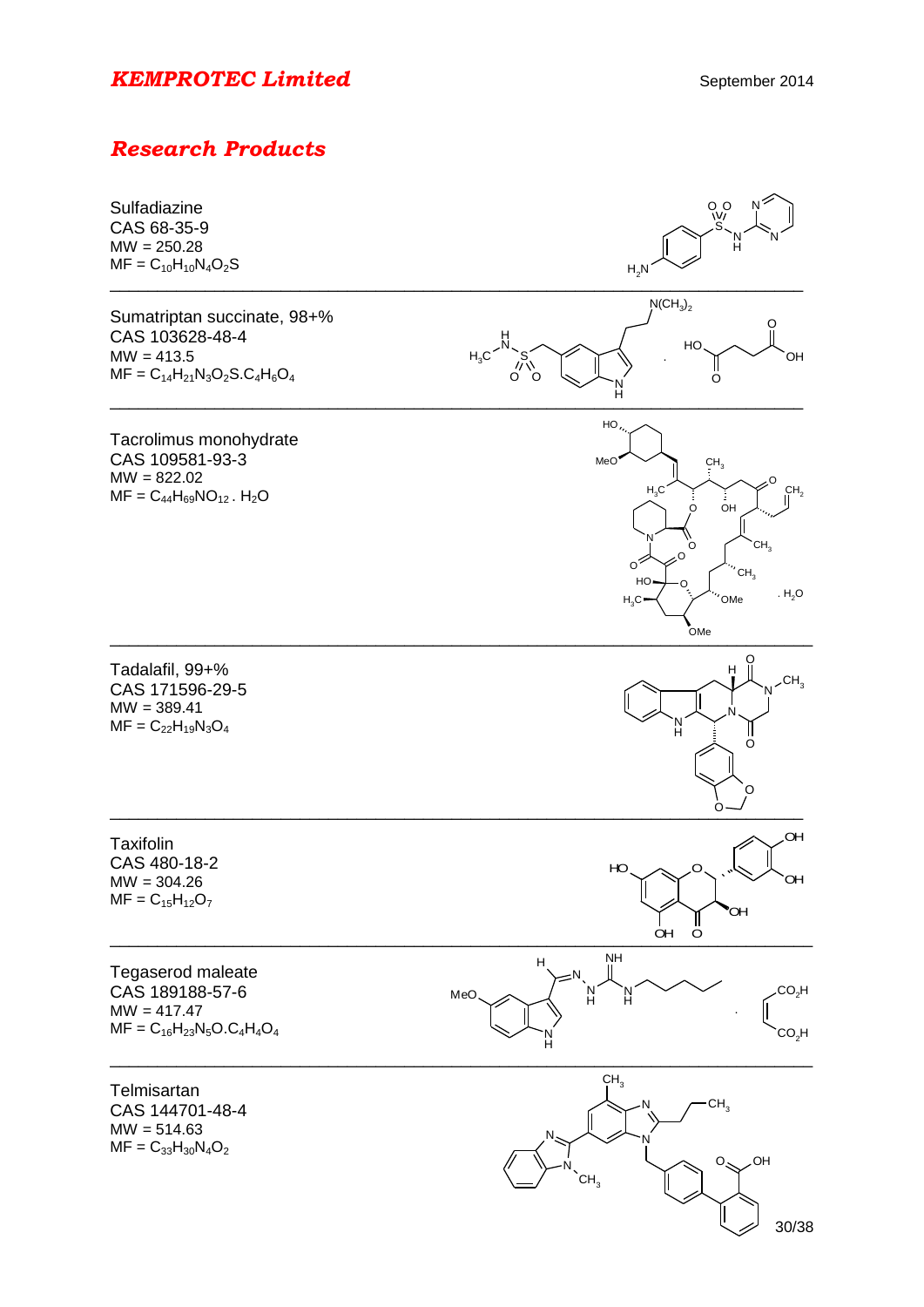## Research Products

Sulfadiazine
CAS 68-35-9
MW = 250.28
MF = $C_{10}H_{10}N_4O_2S$

---

Sumatriptan succinate, 98+%
CAS 103628-48-4
MW = 413.5
MF = $C_{14}H_{21}N_3O_2S.C_4H_6O_4$

---

Tacrolimus monohydrate
CAS 109581-93-3
MW = 822.02
MF = $C_{44}H_{69}NO_{12}$ . $H_2O$

---

Tadalafil, 99+%
CAS 171596-29-5
MW = 389.41
MF = $C_{22}H_{19}N_3O_4$

---

Taxifolin
CAS 480-18-2
MW = 304.26
MF = $C_{15}H_{12}O_7$

---

Tegaserod maleate
CAS 189188-57-6
MW = 417.47
MF = $C_{16}H_{23}N_5O.C_4H_4O_4$

---

Telmisartan
CAS 144701-48-4
MW = 514.63
MF = $C_{33}H_{30}N_4O_2$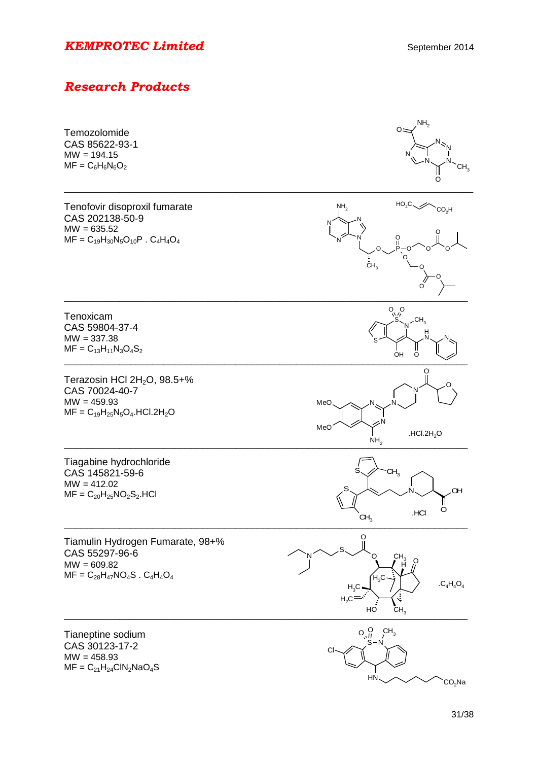# *KEMPROTEC Limited*

September 2014

## *Research Products*

Temozolomide
CAS 85622-93-1
MW = 194.15
MF = $C_6H_6N_6O_2$

---

Tenofovir disoproxil fumarate
CAS 202138-50-9
MW = 635.52
MF = $C_{19}H_{30}N_5O_{10}P$ . $C_4H_4O_4$

---

Tenoxicam
CAS 59804-37-4
MW = 337.38
MF = $C_{13}H_{11}N_3O_4S_2$

---

Terazosin HCl $2H_2O$, 98.5+%
CAS 70024-40-7
MW = 459.93
MF = $C_{19}H_{25}N_5O_4$.HCl.$2H_2O$

---

Tiagabine hydrochloride
CAS 145821-59-6
MW = 412.02
MF = $C_{20}H_{25}NO_2S_2$.HCl

---

Tiamulin Hydrogen Fumarate, 98+%
CAS 55297-96-6
MW = 609.82
MF = $C_{28}H_{47}NO_4S$ . $C_4H_4O_4$

---

Tianeptine sodium
CAS 30123-17-2
MW = 458.93
MF = $C_{21}H_{24}ClN_2NaO_4S$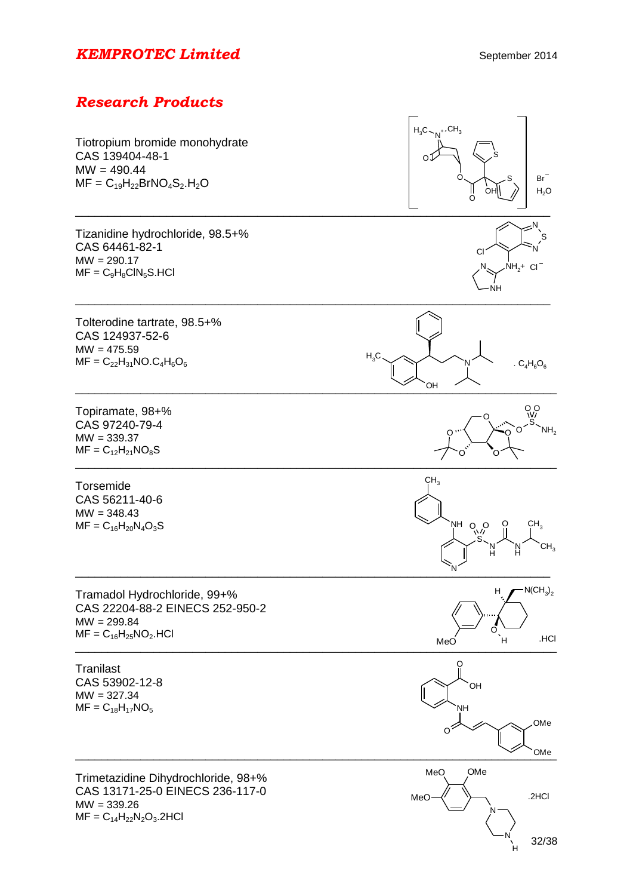## *KEMPROTEC Limited*

September 2014

## *Research Products*

Tiotropium bromide monohydrate
CAS 139404-48-1
MW = 490.44
MF = $C_{19}H_{22}BrNO_4S_2.H_2O$

---

Tizanidine hydrochloride, 98.5+%
CAS 64461-82-1
MW = 290.17
MF = $C_9H_8ClN_5S.HCl$

---

Tolterodine tartrate, 98.5+%
CAS 124937-52-6
MW = 475.59
MF = $C_{22}H_{31}NO.C_4H_6O_6$

---

Topiramate, 98+%
CAS 97240-79-4
MW = 339.37
MF = $C_{12}H_{21}NO_8S$

---

Torsemide
CAS 56211-40-6
MW = 348.43
MF = $C_{16}H_{20}N_4O_3S$

---

Tramadol Hydrochloride, 99+%
CAS 22204-88-2 EINECS 252-950-2
MW = 299.84
MF = $C_{16}H_{25}NO_2.HCl$

---

Tranilast
CAS 53902-12-8
MW = 327.34
MF = $C_{18}H_{17}NO_5$

---

Trimetazidine Dihydrochloride, 98+%
CAS 13171-25-0 EINECS 236-117-0
MW = 339.26
MF = $C_{14}H_{22}N_2O_3.2HCl$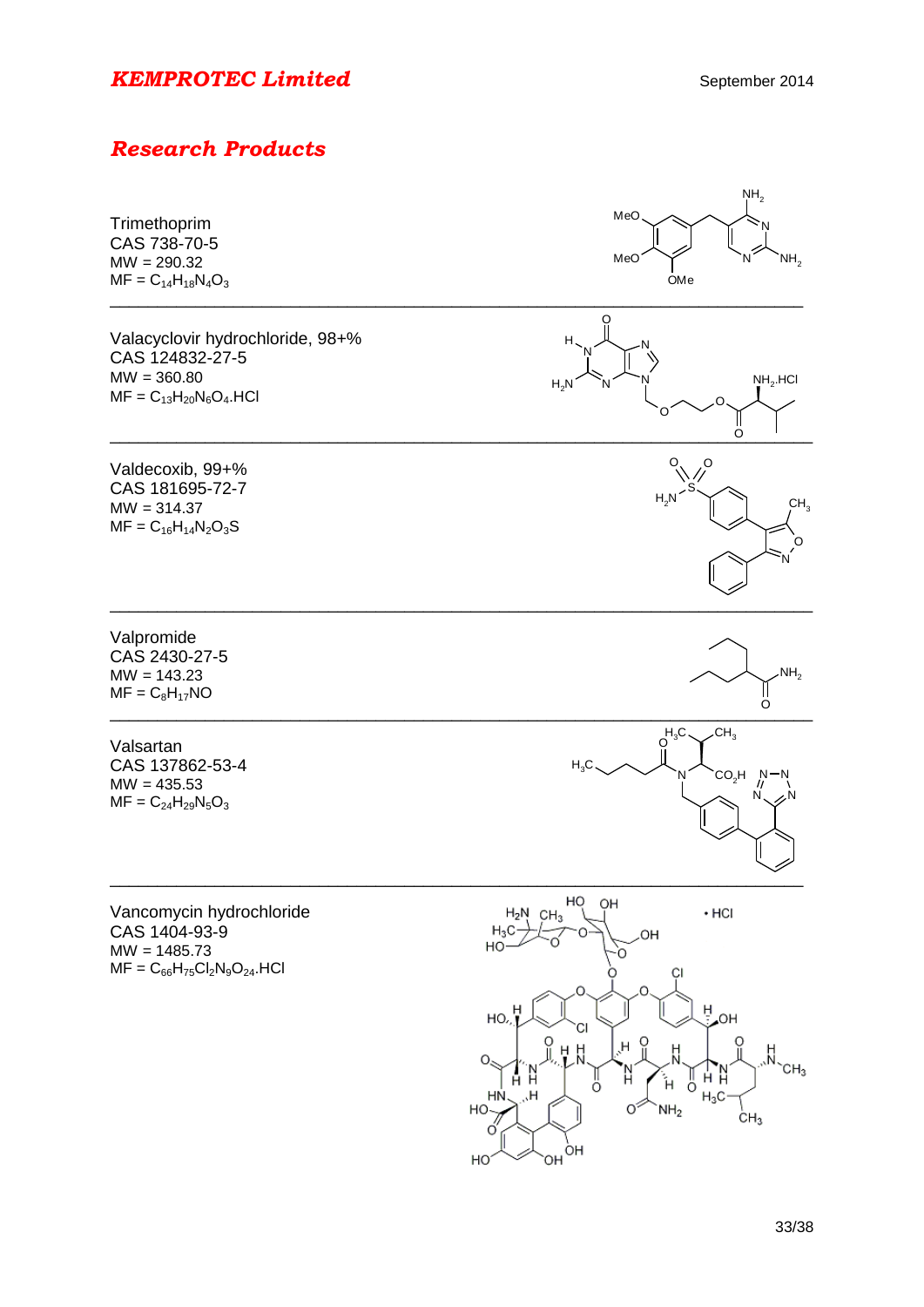## *Research Products*

Trimethoprim
CAS 738-70-5
MW = 290.32
MF = $C_{14}H_{18}N_4O_3$

---

Valacyclovir hydrochloride, 98+%
CAS 124832-27-5
MW = 360.80
MF = $C_{13}H_{20}N_6O_4$.HCl

---

Valdecoxib, 99+%
CAS 181695-72-7
MW = 314.37
MF = $C_{16}H_{14}N_2O_3S$

---

Valpromide
CAS 2430-27-5
MW = 143.23
MF = $C_8H_{17}NO$

---

Valsartan
CAS 137862-53-4
MW = 435.53
MF = $C_{24}H_{29}N_5O_3$

---

Vancomycin hydrochloride
CAS 1404-93-9
MW = 1485.73
MF = $C_{66}H_{75}Cl_2N_9O_{24}$.HCl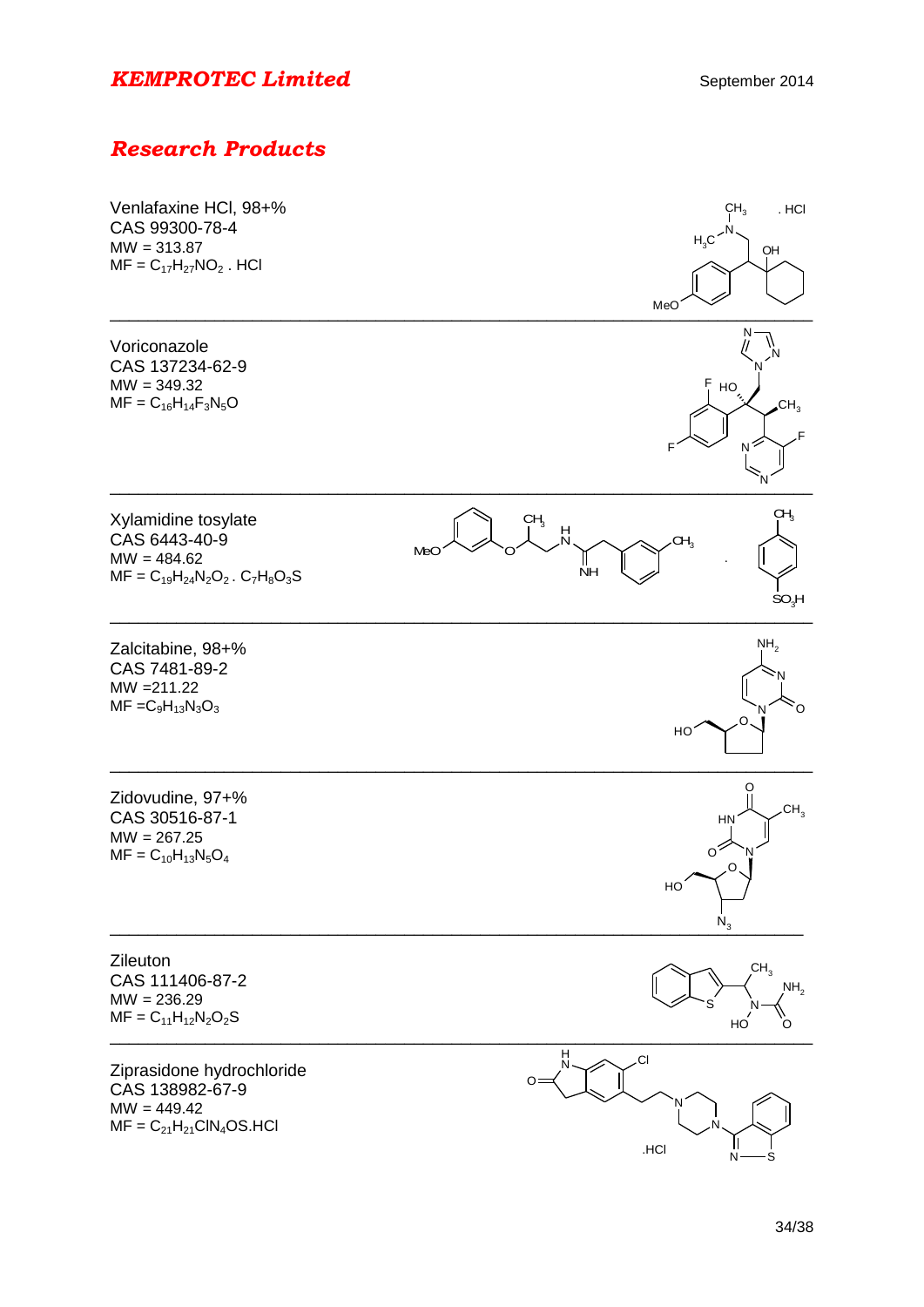# *KEMPROTEC Limited*

September 2014

## *Research Products*

Venlafaxine HCl, 98+%
CAS 99300-78-4
MW = 313.87
MF = $C_{17}H_{27}NO_2$ . HCl

---

Voriconazole
CAS 137234-62-9
MW = 349.32
MF = $C_{16}H_{14}F_3N_5O$

---

Xylamidine tosylate
CAS 6443-40-9
MW = 484.62
MF = $C_{19}H_{24}N_2O_2$ . $C_7H_8O_3S$

---

Zalcitabine, 98+%
CAS 7481-89-2
MW =211.22
MF =$C_9H_{13}N_3O_3$

---

Zidovudine, 97+%
CAS 30516-87-1
MW = 267.25
MF = $C_{10}H_{13}N_5O_4$

---

Zileuton
CAS 111406-87-2
MW = 236.29
MF = $C_{11}H_{12}N_2O_2S$

---

Ziprasidone hydrochloride
CAS 138982-67-9
MW = 449.42
MF = $C_{21}H_{21}ClN_4OS$.HCl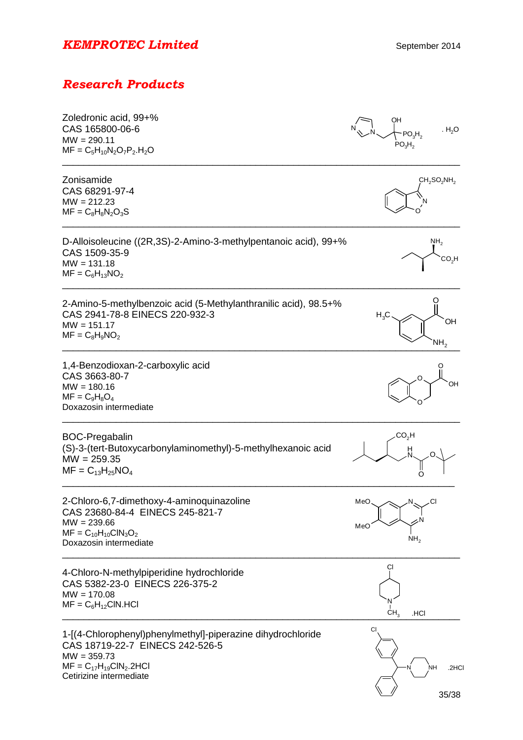# *KEMPROTEC Limited*

September 2014

## *Research Products*

Zoledronic acid, 99+%
CAS 165800-06-6
MW = 290.11
MF = $C_5H_{10}N_2O_7P_2.H_2O$

---

Zonisamide
CAS 68291-97-4
MW = 212.23
MF = $C_8H_8N_2O_3S$

---

D-Alloisoleucine ((2R,3S)-2-Amino-3-methylpentanoic acid), 99+%
CAS 1509-35-9
MW = 131.18
MF = $C_6H_{13}NO_2$

---

2-Amino-5-methylbenzoic acid (5-Methylanthranilic acid), 98.5+%
CAS 2941-78-8 EINECS 220-932-3
MW = 151.17
MF = $C_8H_9NO_2$

---

1,4-Benzodioxan-2-carboxylic acid
CAS 3663-80-7
MW = 180.16
MF = $C_9H_8O_4$
Doxazosin intermediate

---

BOC-Pregabalin
(S)-3-(tert-Butoxycarbonylaminomethyl)-5-methylhexanoic acid
MW = 259.35
MF = $C_{13}H_{25}NO_4$

---

2-Chloro-6,7-dimethoxy-4-aminoquinazoline
CAS 23680-84-4 EINECS 245-821-7
MW = 239.66
MF = $C_{10}H_{10}ClN_3O_2$
Doxazosin intermediate

---

4-Chloro-N-methylpiperidine hydrochloride
CAS 5382-23-0 EINECS 226-375-2
MW = 170.08
MF = $C_6H_{12}ClN.HCl$

---

1-[(4-Chlorophenyl)phenylmethyl]-piperazine dihydrochloride
CAS 18719-22-7 EINECS 242-526-5
MW = 359.73
MF = $C_{17}H_{19}ClN_2.2HCl$
Cetirizine intermediate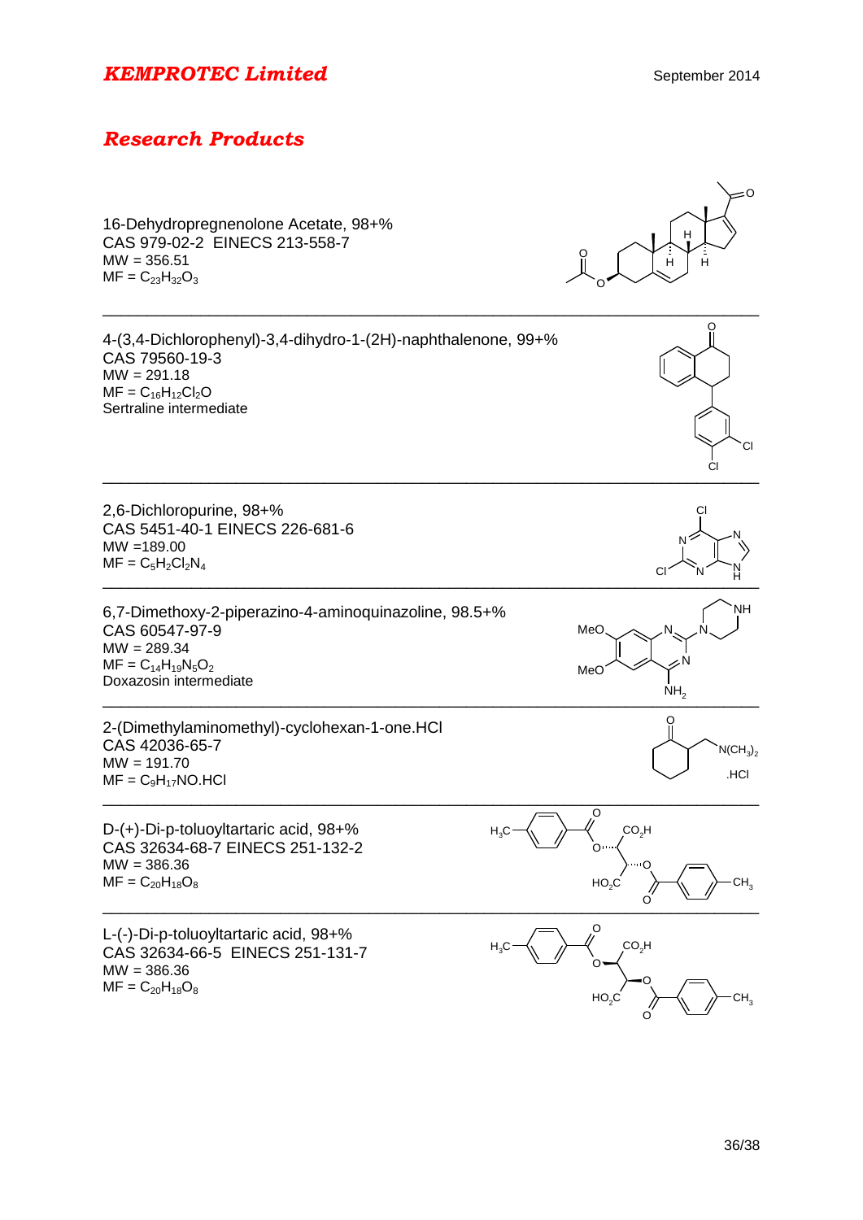*KEMPROTEC Limited*

September 2014

## *Research Products*

16-Dehydropregnenolone Acetate, 98+%
CAS 979-02-2 EINECS 213-558-7
MW = 356.51
MF = $C_{23}H_{32}O_3$

---

4-(3,4-Dichlorophenyl)-3,4-dihydro-1-(2H)-naphthalenone, 99+%
CAS 79560-19-3
MW = 291.18
MF = $C_{16}H_{12}Cl_2O$
Sertraline intermediate

---

2,6-Dichloropurine, 98+%
CAS 5451-40-1 EINECS 226-681-6
MW =189.00
MF = $C_5H_2Cl_2N_4$

---

6,7-Dimethoxy-2-piperazino-4-aminoquinazoline, 98.5+%
CAS 60547-97-9
MW = 289.34
MF = $C_{14}H_{19}N_5O_2$
Doxazosin intermediate

---

2-(Dimethylaminomethyl)-cyclohexan-1-one.HCl
CAS 42036-65-7
MW = 191.70
MF = $C_9H_{17}NO.HCl$

---

D-(+)-Di-p-toluoyltartaric acid, 98+%
CAS 32634-68-7 EINECS 251-132-2
MW = 386.36
MF = $C_{20}H_{18}O_8$

---

L-(-)-Di-p-toluoyltartaric acid, 98+%
CAS 32634-66-5 EINECS 251-131-7
MW = 386.36
MF = $C_{20}H_{18}O_8$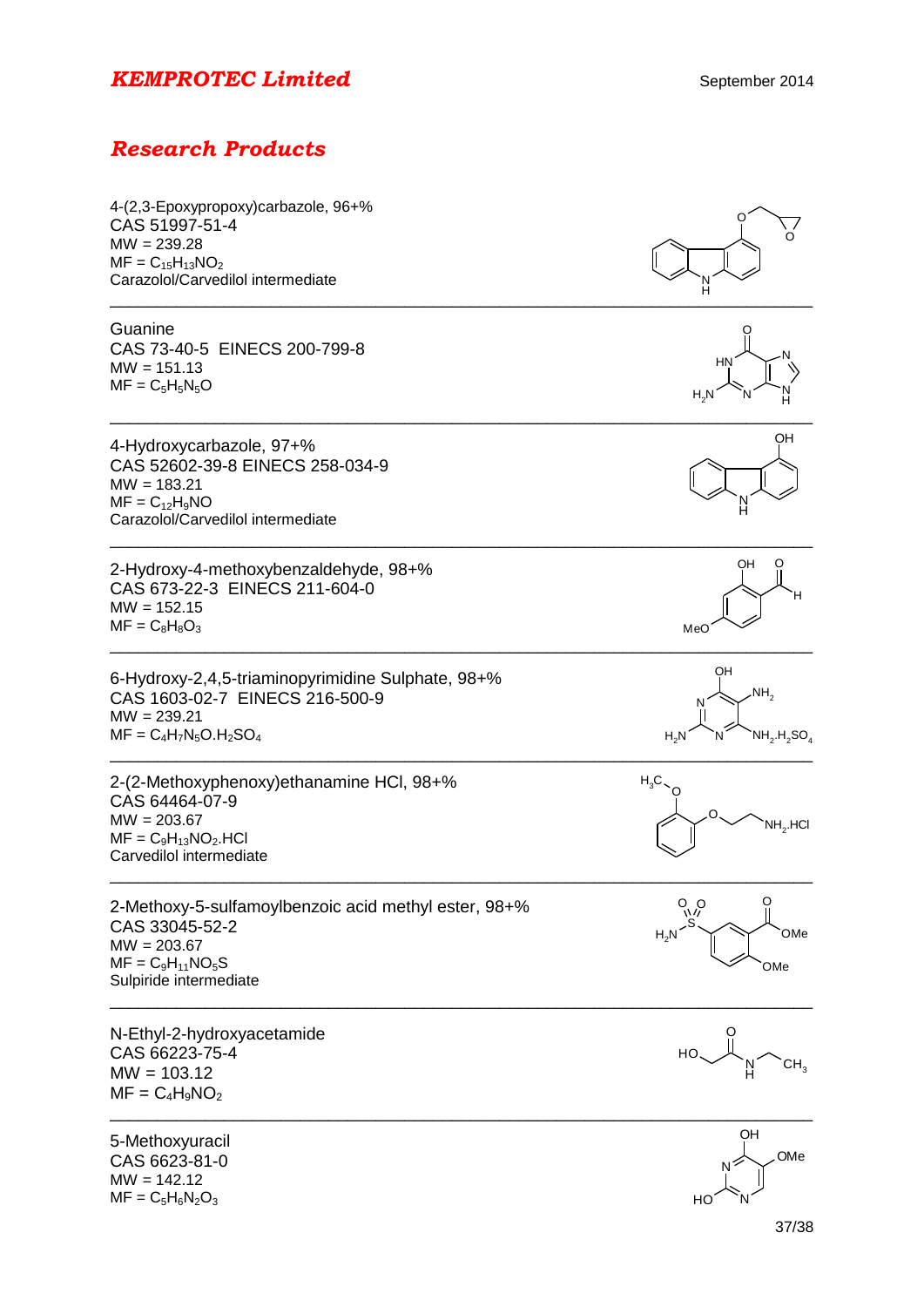# *KEMPROTEC Limited*

September 2014

## *Research Products*

4-(2,3-Epoxypropoxy)carbazole, 96+%
CAS 51997-51-4
MW = 239.28
MF = $C_{15}H_{13}NO_2$
Carazolol/Carvedilol intermediate

---

Guanine
CAS 73-40-5 EINECS 200-799-8
MW = 151.13
MF = $C_5H_5N_5O$

---

4-Hydroxycarbazole, 97+%
CAS 52602-39-8 EINECS 258-034-9
MW = 183.21
MF = $C_{12}H_9NO$
Carazolol/Carvedilol intermediate

---

2-Hydroxy-4-methoxybenzaldehyde, 98+%
CAS 673-22-3 EINECS 211-604-0
MW = 152.15
MF = $C_8H_8O_3$

---

6-Hydroxy-2,4,5-triaminopyrimidine Sulphate, 98+%
CAS 1603-02-7 EINECS 216-500-9
MW = 239.21
MF = $C_4H_7N_5O.H_2SO_4$

---

2-(2-Methoxyphenoxy)ethanamine HCl, 98+%
CAS 64464-07-9
MW = 203.67
MF = $C_9H_{13}NO_2$.HCl
Carvedilol intermediate

---

2-Methoxy-5-sulfamoylbenzoic acid methyl ester, 98+%
CAS 33045-52-2
MW = 203.67
MF = $C_9H_{11}NO_5S$
Sulpiride intermediate

---

N-Ethyl-2-hydroxyacetamide
CAS 66223-75-4
MW = 103.12
MF = $C_4H_9NO_2$

---

5-Methoxyuracil
CAS 6623-81-0
MW = 142.12
MF = $C_5H_6N_2O_3$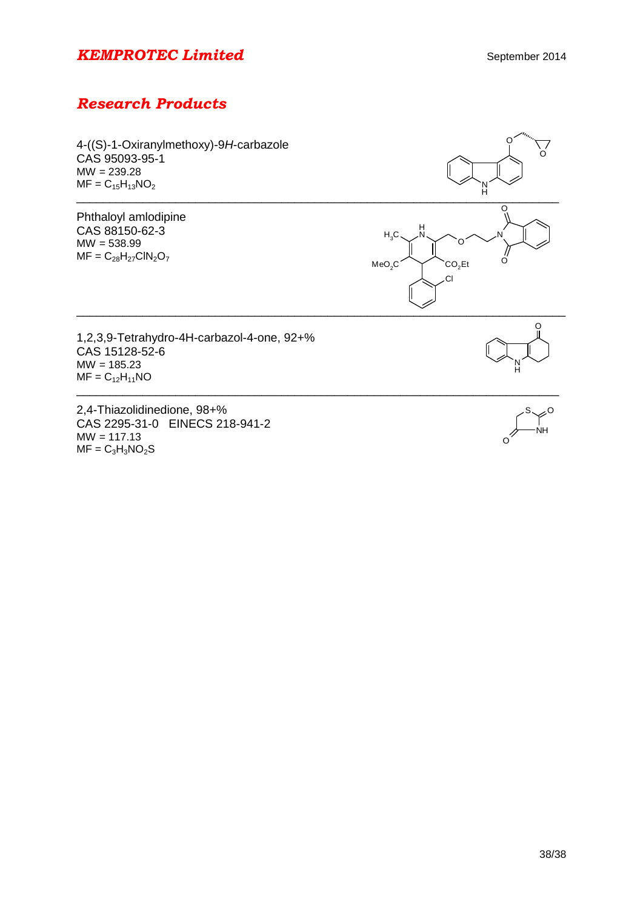## *Research Products*

4-((S)-1-Oxiranylmethoxy)-9*H*-carbazole
CAS 95093-95-1
MW = 239.28
MF = $C_{15}H_{13}NO_2$

---

Phthaloyl amlodipine
CAS 88150-62-3
MW = 538.99
MF = $C_{28}H_{27}ClN_2O_7$

---

1,2,3,9-Tetrahydro-4H-carbazol-4-one, 92+%
CAS 15128-52-6
MW = 185.23
MF = $C_{12}H_{11}NO$

---

2,4-Thiazolidinedione, 98+%
CAS 2295-31-0   EINECS 218-941-2
MW = 117.13
MF = $C_3H_3NO_2S$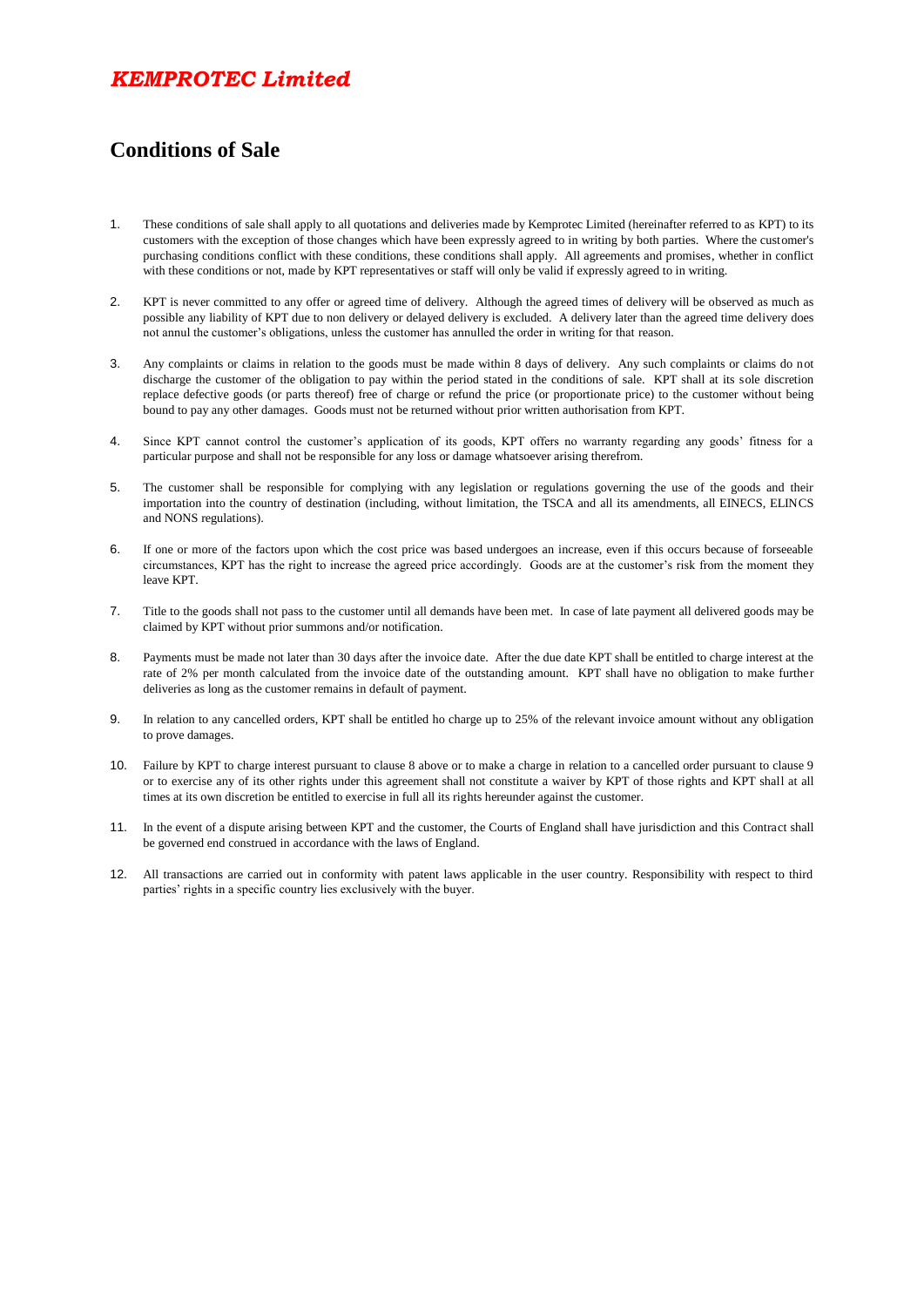# *KEMPROTEC Limited*

## Conditions of Sale

1. These conditions of sale shall apply to all quotations and deliveries made by Kemprotec Limited (hereinafter referred to as KPT) to its customers with the exception of those changes which have been expressly agreed to in writing by both parties. Where the customer's purchasing conditions conflict with these conditions, these conditions shall apply. All agreements and promises, whether in conflict with these conditions or not, made by KPT representatives or staff will only be valid if expressly agreed to in writing.

2. KPT is never committed to any offer or agreed time of delivery. Although the agreed times of delivery will be observed as much as possible any liability of KPT due to non delivery or delayed delivery is excluded. A delivery later than the agreed time delivery does not annul the customer's obligations, unless the customer has annulled the order in writing for that reason.

3. Any complaints or claims in relation to the goods must be made within 8 days of delivery. Any such complaints or claims do not discharge the customer of the obligation to pay within the period stated in the conditions of sale. KPT shall at its sole discretion replace defective goods (or parts thereof) free of charge or refund the price (or proportionate price) to the customer without being bound to pay any other damages. Goods must not be returned without prior written authorisation from KPT.

4. Since KPT cannot control the customer's application of its goods, KPT offers no warranty regarding any goods' fitness for a particular purpose and shall not be responsible for any loss or damage whatsoever arising therefrom.

5. The customer shall be responsible for complying with any legislation or regulations governing the use of the goods and their importation into the country of destination (including, without limitation, the TSCA and all its amendments, all EINECS, ELINCS and NONS regulations).

6. If one or more of the factors upon which the cost price was based undergoes an increase, even if this occurs because of forseeable circumstances, KPT has the right to increase the agreed price accordingly. Goods are at the customer's risk from the moment they leave KPT.

7. Title to the goods shall not pass to the customer until all demands have been met. In case of late payment all delivered goods may be claimed by KPT without prior summons and/or notification.

8. Payments must be made not later than 30 days after the invoice date. After the due date KPT shall be entitled to charge interest at the rate of 2% per month calculated from the invoice date of the outstanding amount. KPT shall have no obligation to make further deliveries as long as the customer remains in default of payment.

9. In relation to any cancelled orders, KPT shall be entitled ho charge up to 25% of the relevant invoice amount without any obligation to prove damages.

10. Failure by KPT to charge interest pursuant to clause 8 above or to make a charge in relation to a cancelled order pursuant to clause 9 or to exercise any of its other rights under this agreement shall not constitute a waiver by KPT of those rights and KPT shall at all times at its own discretion be entitled to exercise in full all its rights hereunder against the customer.

11. In the event of a dispute arising between KPT and the customer, the Courts of England shall have jurisdiction and this Contract shall be governed end construed in accordance with the laws of England.

12. All transactions are carried out in conformity with patent laws applicable in the user country. Responsibility with respect to third parties' rights in a specific country lies exclusively with the buyer.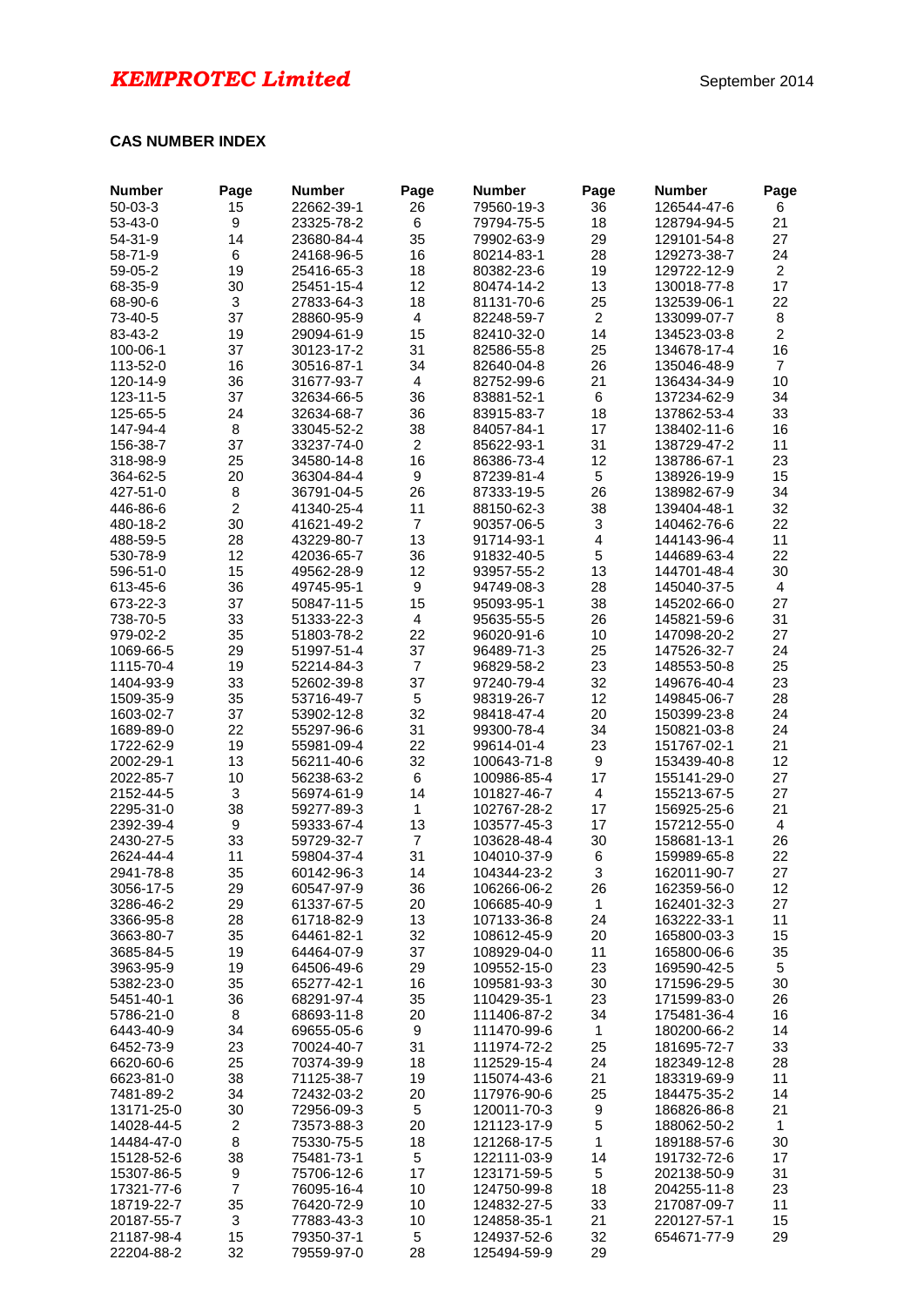**KEMPROTEC Limited**

September 2014

**CAS NUMBER INDEX**

| Number | Page | Number | Page | Number | Page | Number | Page |
|---|---|---|---|---|---|---|---|
| 50-03-3 | 15 | 22662-39-1 | 26 | 79560-19-3 | 36 | 126544-47-6 | 6 |
| 53-43-0 | 9 | 23325-78-2 | 6 | 79794-75-5 | 18 | 128794-94-5 | 21 |
| 54-31-9 | 14 | 23680-84-4 | 35 | 79902-63-9 | 29 | 129101-54-8 | 27 |
| 58-71-9 | 6 | 24168-96-5 | 16 | 80214-83-1 | 28 | 129273-38-7 | 24 |
| 59-05-2 | 19 | 25416-65-3 | 18 | 80382-23-6 | 19 | 129722-12-9 | 2 |
| 68-35-9 | 30 | 25451-15-4 | 12 | 80474-14-2 | 13 | 130018-77-8 | 17 |
| 68-90-6 | 3 | 27833-64-3 | 18 | 81131-70-6 | 25 | 132539-06-1 | 22 |
| 73-40-5 | 37 | 28860-95-9 | 4 | 82248-59-7 | 2 | 133099-07-7 | 8 |
| 83-43-2 | 19 | 29094-61-9 | 15 | 82410-32-0 | 14 | 134523-03-8 | 2 |
| 100-06-1 | 37 | 30123-17-2 | 31 | 82586-55-8 | 25 | 134678-17-4 | 16 |
| 113-52-0 | 16 | 30516-87-1 | 34 | 82640-04-8 | 26 | 135046-48-9 | 7 |
| 120-14-9 | 36 | 31677-93-7 | 4 | 82752-99-6 | 21 | 136434-34-9 | 10 |
| 123-11-5 | 37 | 32634-66-5 | 36 | 83881-52-1 | 6 | 137234-62-9 | 34 |
| 125-65-5 | 24 | 32634-68-7 | 36 | 83915-83-7 | 18 | 137862-53-4 | 33 |
| 147-94-4 | 8 | 33045-52-2 | 38 | 84057-84-1 | 17 | 138402-11-6 | 16 |
| 156-38-7 | 37 | 33237-74-0 | 2 | 85622-93-1 | 31 | 138729-47-2 | 11 |
| 318-98-9 | 25 | 34580-14-8 | 16 | 86386-73-4 | 12 | 138786-67-1 | 23 |
| 364-62-5 | 20 | 36304-84-4 | 9 | 87239-81-4 | 5 | 138926-19-9 | 15 |
| 427-51-0 | 8 | 36791-04-5 | 26 | 87333-19-5 | 26 | 138982-67-9 | 34 |
| 446-86-6 | 2 | 41340-25-4 | 11 | 88150-62-3 | 38 | 139404-48-1 | 32 |
| 480-18-2 | 30 | 41621-49-2 | 7 | 90357-06-5 | 3 | 140462-76-6 | 22 |
| 488-59-5 | 28 | 43229-80-7 | 13 | 91714-93-1 | 4 | 144143-96-4 | 11 |
| 530-78-9 | 12 | 42036-65-7 | 36 | 91832-40-5 | 5 | 144689-63-4 | 22 |
| 596-51-0 | 15 | 49562-28-9 | 12 | 93957-55-2 | 13 | 144701-48-4 | 30 |
| 613-45-6 | 36 | 49745-95-1 | 9 | 94749-08-3 | 28 | 145040-37-5 | 4 |
| 673-22-3 | 37 | 50847-11-5 | 15 | 95093-95-1 | 38 | 145202-66-0 | 27 |
| 738-70-5 | 33 | 51333-22-3 | 4 | 95635-55-5 | 26 | 145821-59-6 | 31 |
| 979-02-2 | 35 | 51803-78-2 | 22 | 96020-91-6 | 10 | 147098-20-2 | 27 |
| 1069-66-5 | 29 | 51997-51-4 | 37 | 96489-71-3 | 25 | 147526-32-7 | 24 |
| 1115-70-4 | 19 | 52214-84-3 | 7 | 96829-58-2 | 23 | 148553-50-8 | 25 |
| 1404-93-9 | 33 | 52602-39-8 | 37 | 97240-79-4 | 32 | 149676-40-4 | 23 |
| 1509-35-9 | 35 | 53716-49-7 | 5 | 98319-26-7 | 12 | 149845-06-7 | 28 |
| 1603-02-7 | 37 | 53902-12-8 | 32 | 98418-47-4 | 20 | 150399-23-8 | 24 |
| 1689-89-0 | 22 | 55297-96-6 | 31 | 99300-78-4 | 34 | 150821-03-8 | 24 |
| 1722-62-9 | 19 | 55981-09-4 | 22 | 99614-01-4 | 23 | 151767-02-1 | 21 |
| 2002-29-1 | 13 | 56211-40-6 | 32 | 100643-71-8 | 9 | 153439-40-8 | 12 |
| 2022-85-7 | 10 | 56238-63-2 | 6 | 100986-85-4 | 17 | 155141-29-0 | 27 |
| 2152-44-5 | 3 | 56974-61-9 | 14 | 101827-46-7 | 4 | 155213-67-5 | 27 |
| 2295-31-0 | 38 | 59277-89-3 | 1 | 102767-28-2 | 17 | 156925-25-6 | 21 |
| 2392-39-4 | 9 | 59333-67-4 | 13 | 103577-45-3 | 17 | 157212-55-0 | 4 |
| 2430-27-5 | 33 | 59729-32-7 | 7 | 103628-48-4 | 30 | 158681-13-1 | 26 |
| 2624-44-4 | 11 | 59804-37-4 | 31 | 104010-37-9 | 6 | 159989-65-8 | 22 |
| 2941-78-8 | 35 | 60142-96-3 | 14 | 104344-23-2 | 3 | 162011-90-7 | 27 |
| 3056-17-5 | 29 | 60547-97-9 | 36 | 106266-06-2 | 26 | 162359-56-0 | 12 |
| 3286-46-2 | 29 | 61337-67-5 | 20 | 106685-40-9 | 1 | 162401-32-3 | 27 |
| 3366-95-8 | 28 | 61718-82-9 | 13 | 107133-36-8 | 24 | 163222-33-1 | 11 |
| 3663-80-7 | 35 | 64461-82-1 | 32 | 108612-45-9 | 20 | 165800-03-3 | 15 |
| 3685-84-5 | 19 | 64464-07-9 | 37 | 108929-04-0 | 11 | 165800-06-6 | 35 |
| 3963-95-9 | 19 | 64506-49-6 | 29 | 109552-15-0 | 23 | 169590-42-5 | 5 |
| 5382-23-0 | 35 | 65277-42-1 | 16 | 109581-93-3 | 30 | 171596-29-5 | 30 |
| 5451-40-1 | 36 | 68291-97-4 | 35 | 110429-35-1 | 23 | 171599-83-0 | 26 |
| 5786-21-0 | 8 | 68693-11-8 | 20 | 111406-87-2 | 34 | 175481-36-4 | 16 |
| 6443-40-9 | 34 | 69655-05-6 | 9 | 111470-99-6 | 1 | 180200-66-2 | 14 |
| 6452-73-9 | 23 | 70024-40-7 | 31 | 111974-72-2 | 25 | 181695-72-7 | 33 |
| 6620-60-6 | 25 | 70374-39-9 | 18 | 112529-15-4 | 24 | 182349-12-8 | 28 |
| 6623-81-0 | 38 | 71125-38-7 | 19 | 115074-43-6 | 21 | 183319-69-9 | 11 |
| 7481-89-2 | 34 | 72432-03-2 | 20 | 117976-90-6 | 25 | 184475-35-2 | 14 |
| 13171-25-0 | 30 | 72956-09-3 | 5 | 120011-70-3 | 9 | 186826-86-8 | 21 |
| 14028-44-5 | 2 | 73573-88-3 | 20 | 121123-17-9 | 5 | 188062-50-2 | 1 |
| 14484-47-0 | 8 | 75330-75-5 | 18 | 121268-17-5 | 1 | 189188-57-6 | 30 |
| 15128-52-6 | 38 | 75481-73-1 | 5 | 122111-03-9 | 14 | 191732-72-6 | 17 |
| 15307-86-5 | 9 | 75706-12-6 | 17 | 123171-59-5 | 5 | 202138-50-9 | 31 |
| 17321-77-6 | 7 | 76095-16-4 | 10 | 124750-99-8 | 18 | 204255-11-8 | 23 |
| 18719-22-7 | 35 | 76420-72-9 | 10 | 124832-27-5 | 33 | 217087-09-7 | 11 |
| 20187-55-7 | 3 | 77883-43-3 | 10 | 124858-35-1 | 21 | 220127-57-1 | 15 |
| 21187-98-4 | 15 | 79350-37-1 | 5 | 124937-52-6 | 32 | 654671-77-9 | 29 |
| 22204-88-2 | 32 | 79559-97-0 | 28 | 125494-59-9 | 29 | | |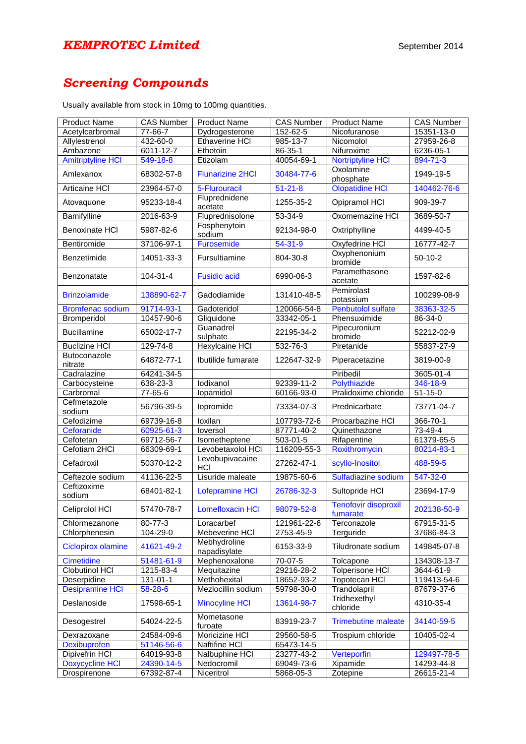**KEMPROTEC Limited** September 2014

## Screening Compounds

Usually available from stock in 10mg to 100mg quantities.

| Product Name | CAS Number | Product Name | CAS Number | Product Name | CAS Number |
|---|---|---|---|---|---|
| Acetylcarbromal | 77-66-7 | Dydrogesterone | 152-62-5 | Nicofuranose | 15351-13-0 |
| Allylestrenol | 432-60-0 | Ethaverine HCl | 985-13-7 | Nicomolol | 27959-26-8 |
| Ambazone | 6011-12-7 | Ethotoin | 86-35-1 | Nifuroxime | 6236-05-1 |
| Amitriptyline HCl | 549-18-8 | Etizolam | 40054-69-1 | Nortriptyline HCl | 894-71-3 |
| Amlexanox | 68302-57-8 | Flunarizine 2HCl | 30484-77-6 | Oxolamine phosphate | 1949-19-5 |
| Articaine HCl | 23964-57-0 | 5-Flurouracil | 51-21-8 | Olopatidine HCl | 140462-76-6 |
| Atovaquone | 95233-18-4 | Fluprednidene acetate | 1255-35-2 | Opipramol HCl | 909-39-7 |
| Bamifylline | 2016-63-9 | Fluprednisolone | 53-34-9 | Oxomemazine HCl | 3689-50-7 |
| Benoxinate HCl | 5987-82-6 | Fosphenytoin sodium | 92134-98-0 | Oxtriphylline | 4499-40-5 |
| Bentiromide | 37106-97-1 | Furosemide | 54-31-9 | Oxyfedrine HCl | 16777-42-7 |
| Benzetimide | 14051-33-3 | Fursultiamine | 804-30-8 | Oxyphenonium bromide | 50-10-2 |
| Benzonatate | 104-31-4 | Fusidic acid | 6990-06-3 | Paramethasone acetate | 1597-82-6 |
| Brinzolamide | 138890-62-7 | Gadodiamide | 131410-48-5 | Pemirolast potassium | 100299-08-9 |
| Bromfenac sodium | 91714-93-1 | Gadoteridol | 120066-54-8 | Penbutolol sulfate | 38363-32-5 |
| Bromperidol | 10457-90-6 | Gliquidone | 33342-05-1 | Phensuximide | 86-34-0 |
| Bucillamine | 65002-17-7 | Guanadrel sulphate | 22195-34-2 | Pipecuronium bromide | 52212-02-9 |
| Buclizine HCl | 129-74-8 | Hexylcaine HCl | 532-76-3 | Piretanide | 55837-27-9 |
| Butoconazole nitrate | 64872-77-1 | Ibutilide fumarate | 122647-32-9 | Piperacetazine | 3819-00-9 |
| Cadralazine | 64241-34-5 | | | Piribedil | 3605-01-4 |
| Carbocysteine | 638-23-3 | Iodixanol | 92339-11-2 | Polythiazide | 346-18-9 |
| Carbromal | 77-65-6 | Iopamidol | 60166-93-0 | Pralidoxime chloride | 51-15-0 |
| Cefmetazole sodium | 56796-39-5 | Iopromide | 73334-07-3 | Prednicarbate | 73771-04-7 |
| Cefodizime | 69739-16-8 | Ioxilan | 107793-72-6 | Procarbazine HCl | 366-70-1 |
| Ceforanide | 60925-61-3 | Ioversol | 87771-40-2 | Quinethazone | 73-49-4 |
| Cefotetan | 69712-56-7 | Isometheptene | 503-01-5 | Rifapentine | 61379-65-5 |
| Cefotiam 2HCl | 66309-69-1 | Levobetaxolol HCl | 116209-55-3 | Roxithromycin | 80214-83-1 |
| Cefadroxil | 50370-12-2 | Levobupivacaine HCl | 27262-47-1 | scyllo-Inositol | 488-59-5 |
| Ceftezole sodium | 41136-22-5 | Lisuride maleate | 19875-60-6 | Sulfadiazine sodium | 547-32-0 |
| Ceftizoxime sodium | 68401-82-1 | Lofepramine HCl | 26786-32-3 | Sultopride HCl | 23694-17-9 |
| Celiprolol HCl | 57470-78-7 | Lomefloxacin HCl | 98079-52-8 | Tenofovir disoproxil fumarate | 202138-50-9 |
| Chlormezanone | 80-77-3 | Loracarbef | 121961-22-6 | Terconazole | 67915-31-5 |
| Chlorphenesin | 104-29-0 | Mebeverine HCl | 2753-45-9 | Terguride | 37686-84-3 |
| Ciclopirox olamine | 41621-49-2 | Mebhydroline napadisylate | 6153-33-9 | Tiludronate sodium | 149845-07-8 |
| Cimetidine | 51481-61-9 | Mephenoxalone | 70-07-5 | Tolcapone | 134308-13-7 |
| Clobutinol HCl | 1215-83-4 | Mequitazine | 29216-28-2 | Tolperisone HCl | 3644-61-9 |
| Deserpidine | 131-01-1 | Methohexital | 18652-93-2 | Topotecan HCl | 119413-54-6 |
| Desipramine HCl | 58-28-6 | Mezlocillin sodium | 59798-30-0 | Trandolapril | 87679-37-6 |
| Deslanoside | 17598-65-1 | Minocyline HCl | 13614-98-7 | Tridhexethyl chloride | 4310-35-4 |
| Desogestrel | 54024-22-5 | Mometasone furoate | 83919-23-7 | Trimebutine maleate | 34140-59-5 |
| Dexrazoxane | 24584-09-6 | Moricizine HCl | 29560-58-5 | Trospium chloride | 10405-02-4 |
| Dexibuprofen | 51146-56-6 | Naftifine HCl | 65473-14-5 | | |
| Dipivefrin HCl | 64019-93-8 | Nalbuphine HCl | 23277-43-2 | Verteporfin | 129497-78-5 |
| Doxycycline HCl | 24390-14-5 | Nedocromil | 69049-73-6 | Xipamide | 14293-44-8 |
| Drospirenone | 67392-87-4 | Niceritrol | 5868-05-3 | Zotepine | 26615-21-4 |